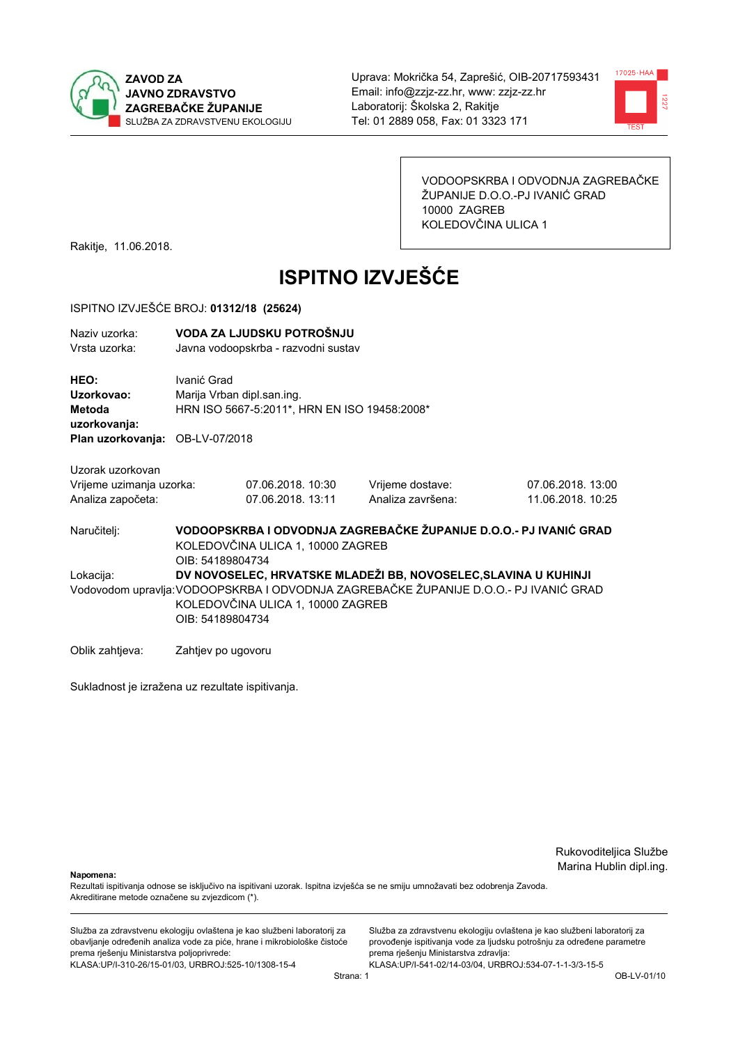**ZAVOD ZA JAVNO ZDRAVSTVO ZAGREBAČKE ŽUPANIJE**
SLUŽBA ZA ZDRAVSTVENU EKOLOGIJU

Uprava: Mokrička 54, Zaprešić, OIB-20717593431
Email: info@zzjz-zz.hr, www: zzjz-zz.hr
Laboratorij: Školska 2, Rakitje
Tel: 01 2889 058, Fax: 01 3323 171

VODOOPSKRBA I ODVODNJA ZAGREBAČKE ŽUPANIJE D.O.O.-PJ IVANIĆ GRAD
10000 ZAGREB
KOLEDOVČINA ULICA 1

Rakitje, 11.06.2018.

# ISPITNO IZVJEŠĆE

ISPITNO IZVJEŠĆE BROJ: **01312/18 (25624)**

Naziv uzorka: **VODA ZA LJUDSKU POTROŠNJU**
Vrsta uzorka: Javna vodoopskrba - razvodni sustav

**HEO:** Ivanić Grad
**Uzorkovao:** Marija Vrban dipl.san.ing.
**Metoda uzorkovanja:** HRN ISO 5667-5:2011*, HRN EN ISO 19458:2008*
**Plan uzorkovanja:** OB-LV-07/2018

Uzorak uzorkovan

| | | | |
|---|---|---|---|
| Vrijeme uzimanja uzorka: | 07.06.2018. 10:30 | Vrijeme dostave: | 07.06.2018. 13:00 |
| Analiza započeta: | 07.06.2018. 13:11 | Analiza završena: | 11.06.2018. 10:25 |

Naručitelj: **VODOOPSKRBA I ODVODNJA ZAGREBAČKE ŽUPANIJE D.O.O.- PJ IVANIĆ GRAD**
KOLEDOVČINA ULICA 1, 10000 ZAGREB
OIB: 54189804734

Lokacija: **DV NOVOSELEC, HRVATSKE MLADEŽI BB, NOVOSELEC,SLAVINA U KUHINJI**

Vodovodom upravlja: VODOOPSKRBA I ODVODNJA ZAGREBAČKE ŽUPANIJE D.O.O.- PJ IVANIĆ GRAD
KOLEDOVČINA ULICA 1, 10000 ZAGREB
OIB: 54189804734

Oblik zahtjeva: Zahtjev po ugovoru

Sukladnost je izražena uz rezultate ispitivanja.

Rukovoditeljica Službe
Marina Hublin dipl.ing.

**Napomena:**
Rezultati ispitivanja odnose se isključivo na ispitivani uzorak. Ispitna izvješća se ne smiju umnožavati bez odobrenja Zavoda.
Akreditirane metode označene su zvjezdicom (*).

Služba za zdravstvenu ekologiju ovlaštena je kao službeni laboratorij za obavljanje određenih analiza vode za piće, hrane i mikrobiološke čistoće prema rješenju Ministarstva poljoprivrede:
KLASA:UP/I-310-26/15-01/03, URBROJ:525-10/1308-15-4

Služba za zdravstvenu ekologiju ovlaštena je kao službeni laboratorij za provođenje ispitivanja vode za ljudsku potrošnju za određene parametre prema rješenju Ministarstva zdravlja:
KLASA:UP/I-541-02/14-03/04, URBROJ:534-07-1-1-3/3-15-5

OB-LV-01/10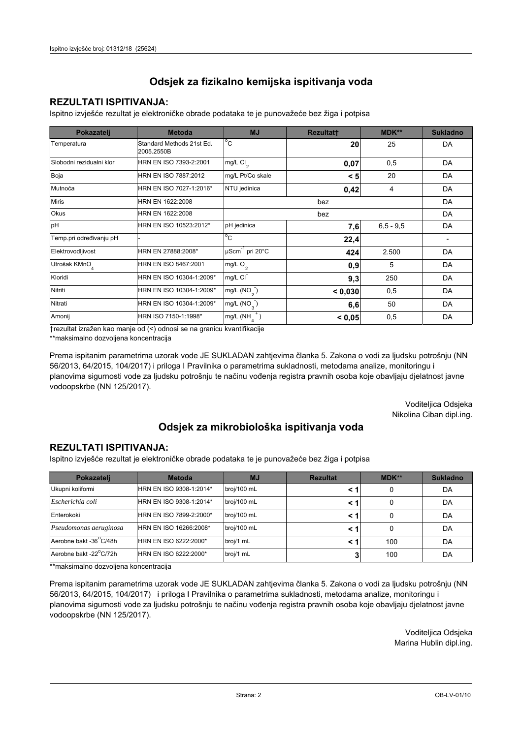## Odsjek za fizikalno kemijska ispitivanja voda

### REZULTATI ISPITIVANJA:

Ispitno izvješće rezultat je elektroničke obrade podataka te je punovažeće bez žiga i potpisa

| Pokazatelj | Metoda | MJ | Rezultat† | MDK** | Sukladno |
|---|---|---|---|---|---|
| Temperatura | Standard Methods 21st Ed. 2005.2550B | °C | **20** | 25 | DA |
| Slobodni rezidualni klor | HRN EN ISO 7393-2:2001 | mg/L $Cl_2$ | **0,07** | 0,5 | DA |
| Boja | HRN EN ISO 7887:2012 | mg/L Pt/Co skale | **< 5** | 20 | DA |
| Mutnoća | HRN EN ISO 7027-1:2016* | NTU jedinica | **0,42** | 4 | DA |
| Miris | HRN EN 1622:2008 | bez | | | DA |
| Okus | HRN EN 1622:2008 | bez | | | DA |
| pH | HRN EN ISO 10523:2012* | pH jedinica | **7,6** | 6,5 - 9,5 | DA |
| Temp.pri određivanju pH | - | °C | **22,4** | | - |
| Elektrovodljivost | HRN EN 27888:2008* | $\mu Scm^{-1}$ pri 20°C | **424** | 2.500 | DA |
| Utrošak $KMnO_4$ | HRN EN ISO 8467:2001 | mg/L $O_2$ | **0,9** | 5 | DA |
| Kloridi | HRN EN ISO 10304-1:2009* | mg/L $Cl^-$ | **9,3** | 250 | DA |
| Nitriti | HRN EN ISO 10304-1:2009* | mg/L ($NO_2^-$) | **< 0,030** | 0,5 | DA |
| Nitrati | HRN EN ISO 10304-1:2009* | mg/L ($NO_3^-$) | **6,6** | 50 | DA |
| Amonij | HRN ISO 7150-1:1998* | mg/L ($NH_4^+$) | **< 0,05** | 0,5 | DA |

†rezultat izražen kao manje od (<) odnosi se na granicu kvantifikacije

**maksimalno dozvoljena koncentracija

Prema ispitanim parametrima uzorak vode JE SUKLADAN zahtjevima članka 5. Zakona o vodi za ljudsku potrošnju (NN 56/2013, 64/2015, 104/2017) i priloga I Pravilnika o parametrima sukladnosti, metodama analize, monitoringu i planovima sigurnosti vode za ljudsku potrošnju te načinu vođenja registra pravnih osoba koje obavljaju djelatnost javne vodoopskrbe (NN 125/2017).

Voditeljica Odsjeka
Nikolina Ciban dipl.ing.

## Odsjek za mikrobiološka ispitivanja voda

### REZULTATI ISPITIVANJA:

Ispitno izvješće rezultat je elektroničke obrade podataka te je punovažeće bez žiga i potpisa

| Pokazatelj | Metoda | MJ | Rezultat | MDK** | Sukladno |
|---|---|---|---|---|---|
| Ukupni koliformi | HRN EN ISO 9308-1:2014* | broj/100 mL | **< 1** | 0 | DA |
| *Escherichia coli* | HRN EN ISO 9308-1:2014* | broj/100 mL | **< 1** | 0 | DA |
| Enterokoki | HRN EN ISO 7899-2:2000* | broj/100 mL | **< 1** | 0 | DA |
| *Pseudomonas aeruginosa* | HRN EN ISO 16266:2008* | broj/100 mL | **< 1** | 0 | DA |
| Aerobne bakt -36°C/48h | HRN EN ISO 6222:2000* | broj/1 mL | **< 1** | 100 | DA |
| Aerobne bakt -22°C/72h | HRN EN ISO 6222:2000* | broj/1 mL | **3** | 100 | DA |

**maksimalno dozvoljena koncentracija

Prema ispitanim parametrima uzorak vode JE SUKLADAN zahtjevima članka 5. Zakona o vodi za ljudsku potrošnju (NN 56/2013, 64/2015, 104/2017) i priloga I Pravilnika o parametrima sukladnosti, metodama analize, monitoringu i planovima sigurnosti vode za ljudsku potrošnju te načinu vođenja registra pravnih osoba koje obavljaju djelatnost javne vodoopskrbe (NN 125/2017).

Voditeljica Odsjeka
Marina Hublin dipl.ing.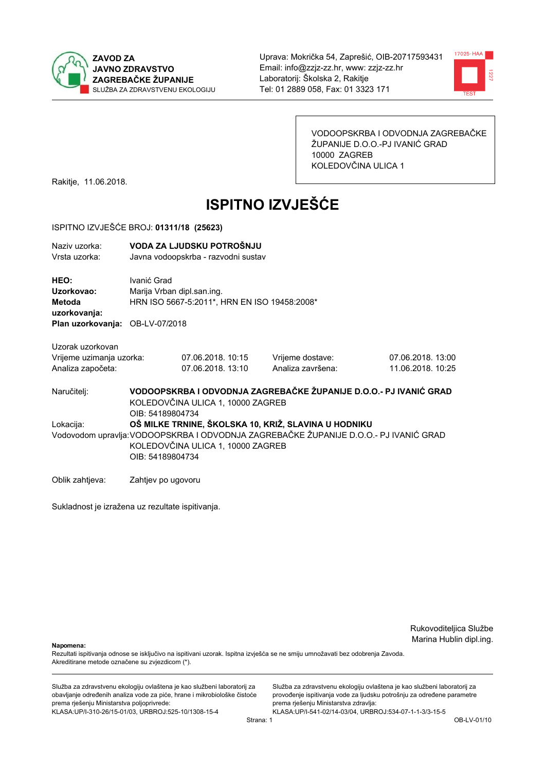**ZAVOD ZA JAVNO ZDRAVSTVO ZAGREBAČKE ŽUPANIJE**
SLUŽBA ZA ZDRAVSTVENU EKOLOGIJU

Uprava: Mokrička 54, Zaprešić, OIB-20717593431
Email: info@zzjz-zz.hr, www: zzjz-zz.hr
Laboratorij: Školska 2, Rakitje
Tel: 01 2889 058, Fax: 01 3323 171

VODOOPSKRBA I ODVODNJA ZAGREBAČKE ŽUPANIJE D.O.O.-PJ IVANIĆ GRAD
10000 ZAGREB
KOLEDOVČINA ULICA 1

Rakitje, 11.06.2018.

# ISPITNO IZVJEŠĆE

ISPITNO IZVJEŠĆE BROJ: **01311/18 (25623)**

Naziv uzorka: **VODA ZA LJUDSKU POTROŠNJU**
Vrsta uzorka: Javna vodoopskrba - razvodni sustav

**HEO:** Ivanić Grad
**Uzorkovao:** Marija Vrban dipl.san.ing.
**Metoda uzorkovanja:** HRN ISO 5667-5:2011*, HRN EN ISO 19458:2008*
**Plan uzorkovanja:** OB-LV-07/2018

Uzorak uzorkovan

| | | | |
|---|---|---|---|
| Vrijeme uzimanja uzorka: | 07.06.2018. 10:15 | Vrijeme dostave: | 07.06.2018. 13:00 |
| Analiza započeta: | 07.06.2018. 13:10 | Analiza završena: | 11.06.2018. 10:25 |

Naručitelj: **VODOOPSKRBA I ODVODNJA ZAGREBAČKE ŽUPANIJE D.O.O.- PJ IVANIĆ GRAD**
KOLEDOVČINA ULICA 1, 10000 ZAGREB
OIB: 54189804734

Lokacija: **OŠ MILKE TRNINE, ŠKOLSKA 10, KRIŽ, SLAVINA U HODNIKU**

Vodovodom upravlja: VODOOPSKRBA I ODVODNJA ZAGREBAČKE ŽUPANIJE D.O.O.- PJ IVANIĆ GRAD
KOLEDOVČINA ULICA 1, 10000 ZAGREB
OIB: 54189804734

Oblik zahtjeva: Zahtjev po ugovoru

Sukladnost je izražena uz rezultate ispitivanja.

Rukovoditeljica Službe
Marina Hublin dipl.ing.

**Napomena:**
Rezultati ispitivanja odnose se isključivo na ispitivani uzorak. Ispitna izvješća se ne smiju umnožavati bez odobrenja Zavoda.
Akreditirane metode označene su zvjezdicom (*).

Služba za zdravstvenu ekologiju ovlaštena je kao službeni laboratorij za obavljanje određenih analiza vode za piće, hrane i mikrobiološke čistoće prema rješenju Ministarstva poljoprivrede:
KLASA:UP/I-310-26/15-01/03, URBROJ:525-10/1308-15-4

Služba za zdravstvenu ekologiju ovlaštena je kao službeni laboratorij za provođenje ispitivanja vode za ljudsku potrošnju za određene parametre prema rješenju Ministarstva zdravlja:
KLASA:UP/I-541-02/14-03/04, URBROJ:534-07-1-1-3/3-15-5

OB-LV-01/10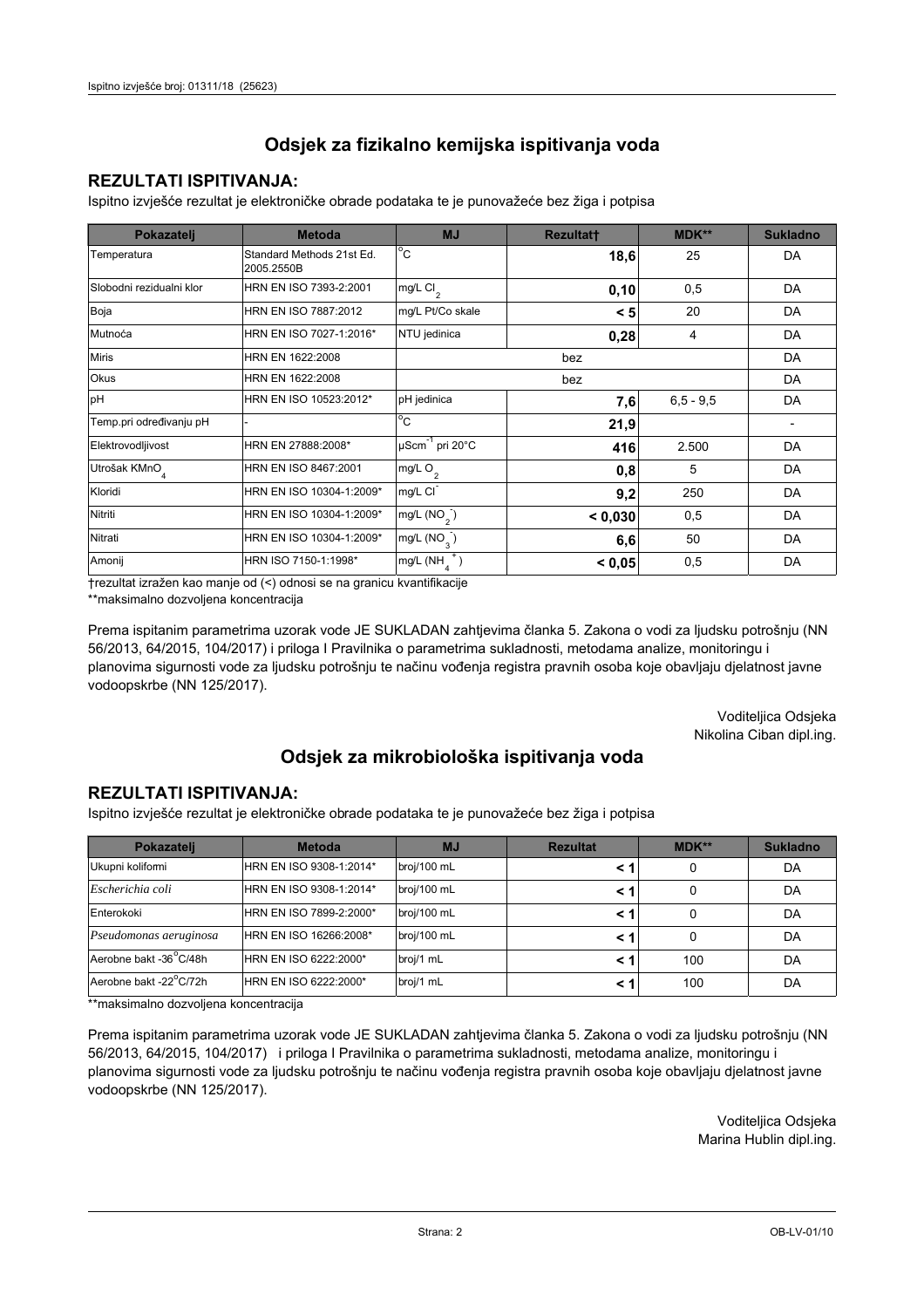## Odsjek za fizikalno kemijska ispitivanja voda

### REZULTATI ISPITIVANJA:

Ispitno izvješće rezultat je elektroničke obrade podataka te je punovažeće bez žiga i potpisa

| Pokazatelj | Metoda | MJ | Rezultat† | MDK** | Sukladno |
|---|---|---|---|---|---|
| Temperatura | Standard Methods 21st Ed. 2005.2550B | °C | **18,6** | 25 | DA |
| Slobodni rezidualni klor | HRN EN ISO 7393-2:2001 | mg/L $Cl_2$ | **0,10** | 0,5 | DA |
| Boja | HRN EN ISO 7887:2012 | mg/L Pt/Co skale | **< 5** | 20 | DA |
| Mutnoća | HRN EN ISO 7027-1:2016* | NTU jedinica | **0,28** | 4 | DA |
| Miris | HRN EN 1622:2008 | bez | | | DA |
| Okus | HRN EN 1622:2008 | bez | | | DA |
| pH | HRN EN ISO 10523:2012* | pH jedinica | **7,6** | 6,5 - 9,5 | DA |
| Temp.pri određivanju pH | - | °C | **21,9** | | - |
| Elektrovodljivost | HRN EN 27888:2008* | $\mu Scm^{-1}$ pri 20°C | **416** | 2.500 | DA |
| Utrošak $KMnO_4$ | HRN EN ISO 8467:2001 | mg/L $O_2$ | **0,8** | 5 | DA |
| Kloridi | HRN EN ISO 10304-1:2009* | mg/L $Cl^-$ | **9,2** | 250 | DA |
| Nitriti | HRN EN ISO 10304-1:2009* | mg/L ($NO_2^-$) | **< 0,030** | 0,5 | DA |
| Nitrati | HRN EN ISO 10304-1:2009* | mg/L ($NO_3^-$) | **6,6** | 50 | DA |
| Amonij | HRN ISO 7150-1:1998* | mg/L ($NH_4^+$) | **< 0,05** | 0,5 | DA |

†rezultat izražen kao manje od (<) odnosi se na granicu kvantifikacije

**maksimalno dozvoljena koncentracija

Prema ispitanim parametrima uzorak vode JE SUKLADAN zahtjevima članka 5. Zakona o vodi za ljudsku potrošnju (NN 56/2013, 64/2015, 104/2017) i priloga I Pravilnika o parametrima sukladnosti, metodama analize, monitoringu i planovima sigurnosti vode za ljudsku potrošnju te načinu vođenja registra pravnih osoba koje obavljaju djelatnost javne vodoopskrbe (NN 125/2017).

Voditeljica Odsjeka
Nikolina Ciban dipl.ing.

## Odsjek za mikrobiološka ispitivanja voda

### REZULTATI ISPITIVANJA:

Ispitno izvješće rezultat je elektroničke obrade podataka te je punovažeće bez žiga i potpisa

| Pokazatelj | Metoda | MJ | Rezultat | MDK** | Sukladno |
|---|---|---|---|---|---|
| Ukupni koliformi | HRN EN ISO 9308-1:2014* | broj/100 mL | **< 1** | 0 | DA |
| *Escherichia coli* | HRN EN ISO 9308-1:2014* | broj/100 mL | **< 1** | 0 | DA |
| Enterokoki | HRN EN ISO 7899-2:2000* | broj/100 mL | **< 1** | 0 | DA |
| *Pseudomonas aeruginosa* | HRN EN ISO 16266:2008* | broj/100 mL | **< 1** | 0 | DA |
| Aerobne bakt -36°C/48h | HRN EN ISO 6222:2000* | broj/1 mL | **< 1** | 100 | DA |
| Aerobne bakt -22°C/72h | HRN EN ISO 6222:2000* | broj/1 mL | **< 1** | 100 | DA |

**maksimalno dozvoljena koncentracija

Prema ispitanim parametrima uzorak vode JE SUKLADAN zahtjevima članka 5. Zakona o vodi za ljudsku potrošnju (NN 56/2013, 64/2015, 104/2017) i priloga I Pravilnika o parametrima sukladnosti, metodama analize, monitoringu i planovima sigurnosti vode za ljudsku potrošnju te načinu vođenja registra pravnih osoba koje obavljaju djelatnost javne vodoopskrbe (NN 125/2017).

Voditeljica Odsjeka
Marina Hublin dipl.ing.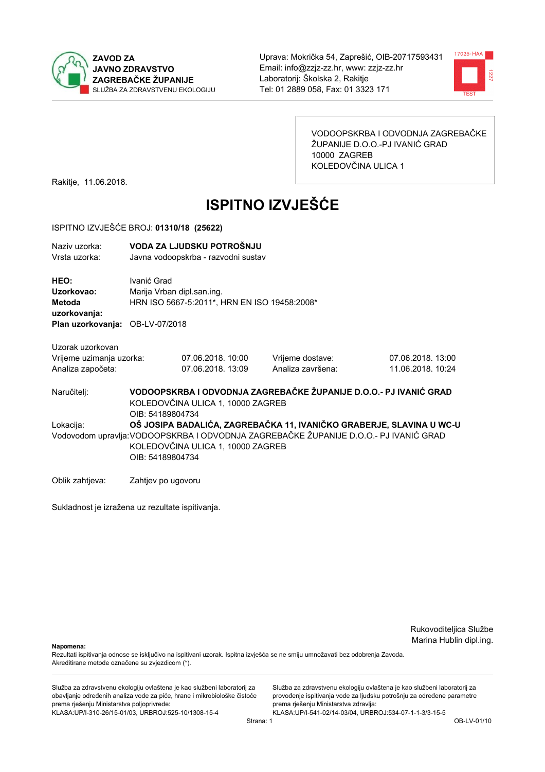**ZAVOD ZA JAVNO ZDRAVSTVO ZAGREBAČKE ŽUPANIJE**
SLUŽBA ZA ZDRAVSTVENU EKOLOGIJU

Uprava: Mokrička 54, Zaprešić, OIB-20717593431
Email: info@zzjz-zz.hr, www: zzjz-zz.hr
Laboratorij: Školska 2, Rakitje
Tel: 01 2889 058, Fax: 01 3323 171

VODOOPSKRBA I ODVODNJA ZAGREBAČKE ŽUPANIJE D.O.O.-PJ IVANIĆ GRAD
10000 ZAGREB
KOLEDOVČINA ULICA 1

Rakitje, 11.06.2018.

# ISPITNO IZVJEŠĆE

ISPITNO IZVJEŠĆE BROJ: **01310/18 (25622)**

Naziv uzorka: **VODA ZA LJUDSKU POTROŠNJU**
Vrsta uzorka: Javna vodoopskrba - razvodni sustav

**HEO:** Ivanić Grad
**Uzorkovao:** Marija Vrban dipl.san.ing.
**Metoda uzorkovanja:** HRN ISO 5667-5:2011*, HRN EN ISO 19458:2008*
**Plan uzorkovanja:** OB-LV-07/2018

Uzorak uzorkovan

| | | | |
|---|---|---|---|
| Vrijeme uzimanja uzorka: | 07.06.2018. 10:00 | Vrijeme dostave: | 07.06.2018. 13:00 |
| Analiza započeta: | 07.06.2018. 13:09 | Analiza završena: | 11.06.2018. 10:24 |

Naručitelj: **VODOOPSKRBA I ODVODNJA ZAGREBAČKE ŽUPANIJE D.O.O.- PJ IVANIĆ GRAD**
KOLEDOVČINA ULICA 1, 10000 ZAGREB
OIB: 54189804734

Lokacija: **OŠ JOSIPA BADALIĆA, ZAGREBAČKA 11, IVANIČKO GRABERJE, SLAVINA U WC-U**

Vodovodom upravlja: VODOOPSKRBA I ODVODNJA ZAGREBAČKE ŽUPANIJE D.O.O.- PJ IVANIĆ GRAD
KOLEDOVČINA ULICA 1, 10000 ZAGREB
OIB: 54189804734

Oblik zahtjeva: Zahtjev po ugovoru

Sukladnost je izražena uz rezultate ispitivanja.

Rukovoditeljica Službe
Marina Hublin dipl.ing.

**Napomena:**
Rezultati ispitivanja odnose se isključivo na ispitivani uzorak. Ispitna izvješća se ne smiju umnožavati bez odobrenja Zavoda.
Akreditirane metode označene su zvjezdicom (*).

Služba za zdravstvenu ekologiju ovlaštena je kao službeni laboratorij za obavljanje određenih analiza vode za piće, hrane i mikrobiološke čistoće prema rješenju Ministarstva poljoprivrede:
KLASA:UP/I-310-26/15-01/03, URBROJ:525-10/1308-15-4

Služba za zdravstvenu ekologiju ovlaštena je kao službeni laboratorij za provođenje ispitivanja vode za ljudsku potrošnju za određene parametre prema rješenju Ministarstva zdravlja:
KLASA:UP/I-541-02/14-03/04, URBROJ:534-07-1-1-3/3-15-5

OB-LV-01/10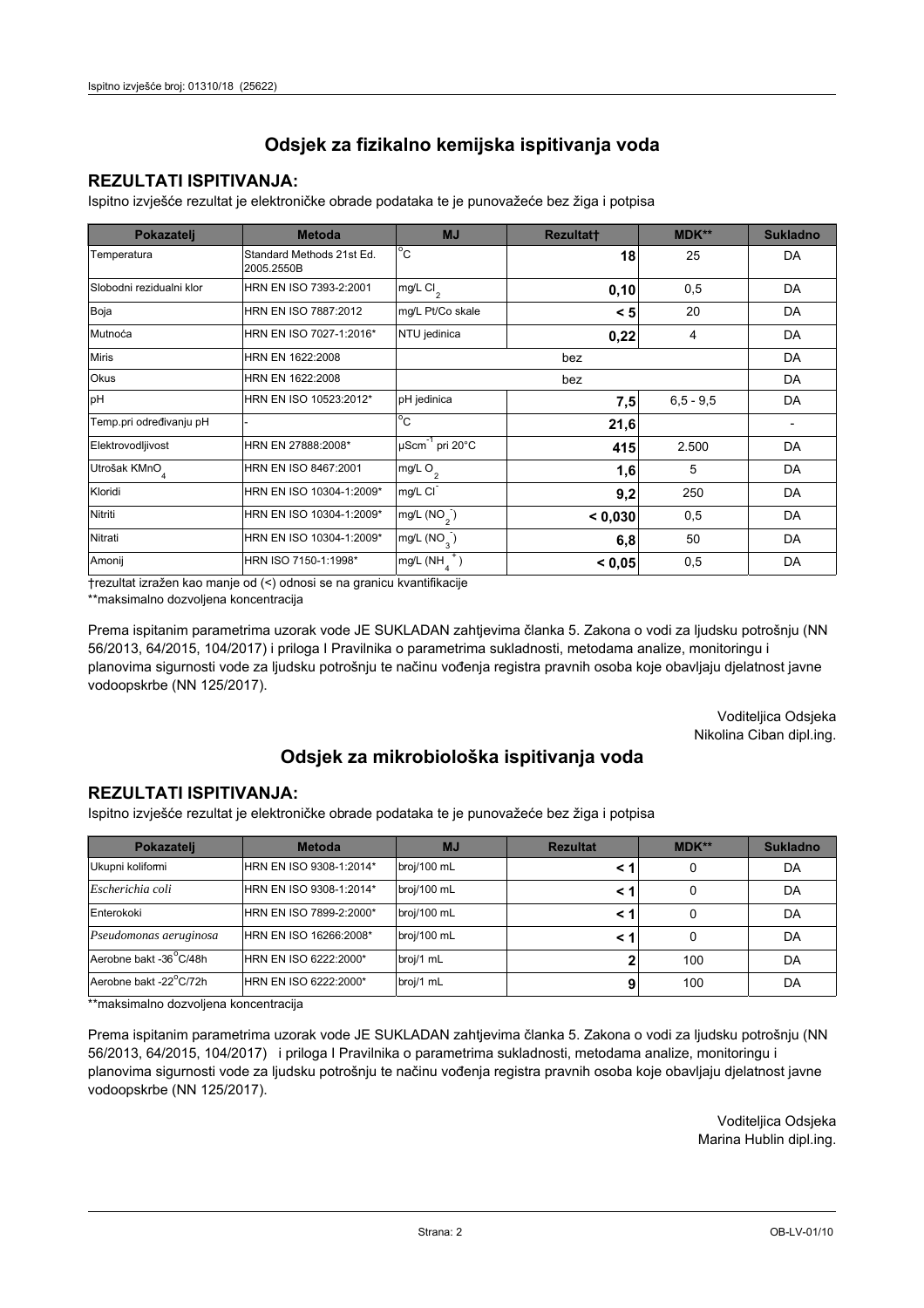## Odsjek za fizikalno kemijska ispitivanja voda

### REZULTATI ISPITIVANJA:

Ispitno izvješće rezultat je elektroničke obrade podataka te je punovažeće bez žiga i potpisa

| Pokazatelj | Metoda | MJ | Rezultat† | MDK** | Sukladno |
|---|---|---|---|---|---|
| Temperatura | Standard Methods 21st Ed. 2005.2550B | °C | 18 | 25 | DA |
| Slobodni rezidualni klor | HRN EN ISO 7393-2:2001 | mg/L $Cl_2$ | 0,10 | 0,5 | DA |
| Boja | HRN EN ISO 7887:2012 | mg/L Pt/Co skale | < 5 | 20 | DA |
| Mutnoća | HRN EN ISO 7027-1:2016* | NTU jedinica | 0,22 | 4 | DA |
| Miris | HRN EN 1622:2008 | bez | | | DA |
| Okus | HRN EN 1622:2008 | bez | | | DA |
| pH | HRN EN ISO 10523:2012* | pH jedinica | 7,5 | 6,5 - 9,5 | DA |
| Temp.pri određivanju pH | - | °C | 21,6 | | - |
| Elektrovodljivost | HRN EN 27888:2008* | $\mu Scm^{-1}$ pri 20°C | 415 | 2.500 | DA |
| Utrošak $KMnO_4$ | HRN EN ISO 8467:2001 | mg/L $O_2$ | 1,6 | 5 | DA |
| Kloridi | HRN EN ISO 10304-1:2009* | mg/L $Cl^-$ | 9,2 | 250 | DA |
| Nitriti | HRN EN ISO 10304-1:2009* | mg/L ($NO_2^-$) | < 0,030 | 0,5 | DA |
| Nitrati | HRN EN ISO 10304-1:2009* | mg/L ($NO_3^-$) | 6,8 | 50 | DA |
| Amonij | HRN ISO 7150-1:1998* | mg/L ($NH_4^+$) | < 0,05 | 0,5 | DA |

†rezultat izražen kao manje od (<) odnosi se na granicu kvantifikacije

**maksimalno dozvoljena koncentracija

Prema ispitanim parametrima uzorak vode JE SUKLADAN zahtjevima članka 5. Zakona o vodi za ljudsku potrošnju (NN 56/2013, 64/2015, 104/2017) i priloga I Pravilnika o parametrima sukladnosti, metodama analize, monitoringu i planovima sigurnosti vode za ljudsku potrošnju te načinu vođenja registra pravnih osoba koje obavljaju djelatnost javne vodoopskrbe (NN 125/2017).

Voditeljica Odsjeka
Nikolina Ciban dipl.ing.

## Odsjek za mikrobiološka ispitivanja voda

### REZULTATI ISPITIVANJA:

Ispitno izvješće rezultat je elektroničke obrade podataka te je punovažeće bez žiga i potpisa

| Pokazatelj | Metoda | MJ | Rezultat | MDK** | Sukladno |
|---|---|---|---|---|---|
| Ukupni koliformi | HRN EN ISO 9308-1:2014* | broj/100 mL | < 1 | 0 | DA |
| *Escherichia coli* | HRN EN ISO 9308-1:2014* | broj/100 mL | < 1 | 0 | DA |
| Enterokoki | HRN EN ISO 7899-2:2000* | broj/100 mL | < 1 | 0 | DA |
| *Pseudomonas aeruginosa* | HRN EN ISO 16266:2008* | broj/100 mL | < 1 | 0 | DA |
| Aerobne bakt -36°C/48h | HRN EN ISO 6222:2000* | broj/1 mL | 2 | 100 | DA |
| Aerobne bakt -22°C/72h | HRN EN ISO 6222:2000* | broj/1 mL | 9 | 100 | DA |

**maksimalno dozvoljena koncentracija

Prema ispitanim parametrima uzorak vode JE SUKLADAN zahtjevima članka 5. Zakona o vodi za ljudsku potrošnju (NN 56/2013, 64/2015, 104/2017) i priloga I Pravilnika o parametrima sukladnosti, metodama analize, monitoringu i planovima sigurnosti vode za ljudsku potrošnju te načinu vođenja registra pravnih osoba koje obavljaju djelatnost javne vodoopskrbe (NN 125/2017).

Voditeljica Odsjeka
Marina Hublin dipl.ing.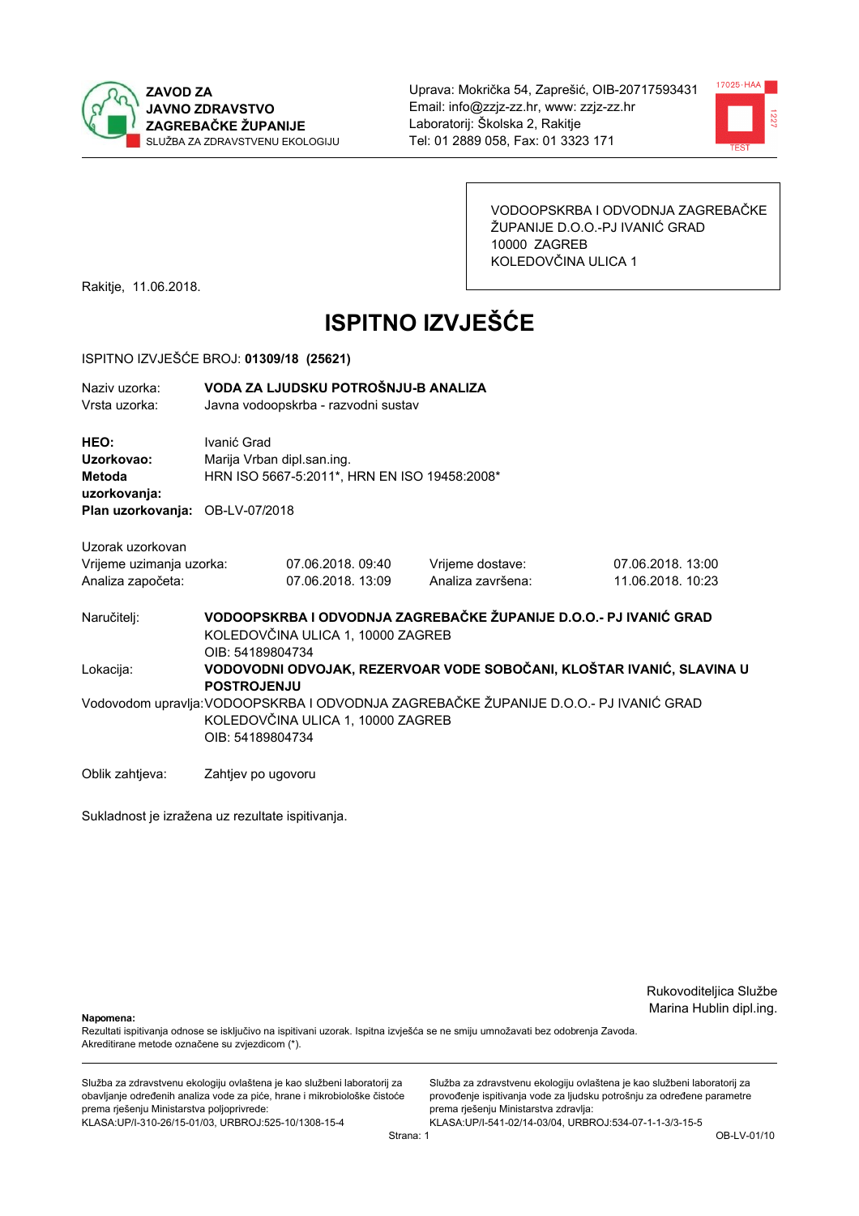ZAVOD ZA JAVNO ZDRAVSTVO ZAGREBAČKE ŽUPANIJE
SLUŽBA ZA ZDRAVSTVENU EKOLOGIJU

Uprava: Mokrička 54, Zaprešić, OIB-20717593431
Email: info@zzjz-zz.hr, www: zzjz-zz.hr
Laboratorij: Školska 2, Rakitje
Tel: 01 2889 058, Fax: 01 3323 171

VODOOPSKRBA I ODVODNJA ZAGREBAČKE ŽUPANIJE D.O.O.-PJ IVANIĆ GRAD
10000 ZAGREB
KOLEDOVČINA ULICA 1

Rakitje, 11.06.2018.

# ISPITNO IZVJEŠĆE

ISPITNO IZVJEŠĆE BROJ: **01309/18 (25621)**

Naziv uzorka: **VODA ZA LJUDSKU POTROŠNJU-B ANALIZA**
Vrsta uzorka: Javna vodoopskrba - razvodni sustav

**HEO:** Ivanić Grad
**Uzorkovao:** Marija Vrban dipl.san.ing.
**Metoda uzorkovanja:** HRN ISO 5667-5:2011*, HRN EN ISO 19458:2008*
**Plan uzorkovanja:** OB-LV-07/2018

Uzorak uzorkovan

| | | | |
|---|---|---|---|
| Vrijeme uzimanja uzorka: | 07.06.2018. 09:40 | Vrijeme dostave: | 07.06.2018. 13:00 |
| Analiza započeta: | 07.06.2018. 13:09 | Analiza završena: | 11.06.2018. 10:23 |

Naručitelj: **VODOOPSKRBA I ODVODNJA ZAGREBAČKE ŽUPANIJE D.O.O.- PJ IVANIĆ GRAD**
KOLEDOVČINA ULICA 1, 10000 ZAGREB
OIB: 54189804734

Lokacija: **VODOVODNI ODVOJAK, REZERVOAR VODE SOBOČANI, KLOŠTAR IVANIĆ, SLAVINA U POSTROJENJU**

Vodovodom upravlja: VODOOPSKRBA I ODVODNJA ZAGREBAČKE ŽUPANIJE D.O.O.- PJ IVANIĆ GRAD
KOLEDOVČINA ULICA 1, 10000 ZAGREB
OIB: 54189804734

Oblik zahtjeva: Zahtjev po ugovoru

Sukladnost je izražena uz rezultate ispitivanja.

Rukovoditeljica Službe
Marina Hublin dipl.ing.

**Napomena:**
Rezultati ispitivanja odnose se isključivo na ispitivani uzorak. Ispitna izvješća se ne smiju umnožavati bez odobrenja Zavoda.
Akreditirane metode označene su zvjezdicom (*).

Služba za zdravstvenu ekologiju ovlaštena je kao službeni laboratorij za obavljanje određenih analiza vode za piće, hrane i mikrobiološke čistoće prema rješenju Ministarstva poljoprivrede:
KLASA:UP/I-310-26/15-01/03, URBROJ:525-10/1308-15-4

Služba za zdravstvenu ekologiju ovlaštena je kao službeni laboratorij za provođenje ispitivanja vode za ljudsku potrošnju za određene parametre prema rješenju Ministarstva zdravlja:
KLASA:UP/I-541-02/14-03/04, URBROJ:534-07-1-1-3/3-15-5

OB-LV-01/10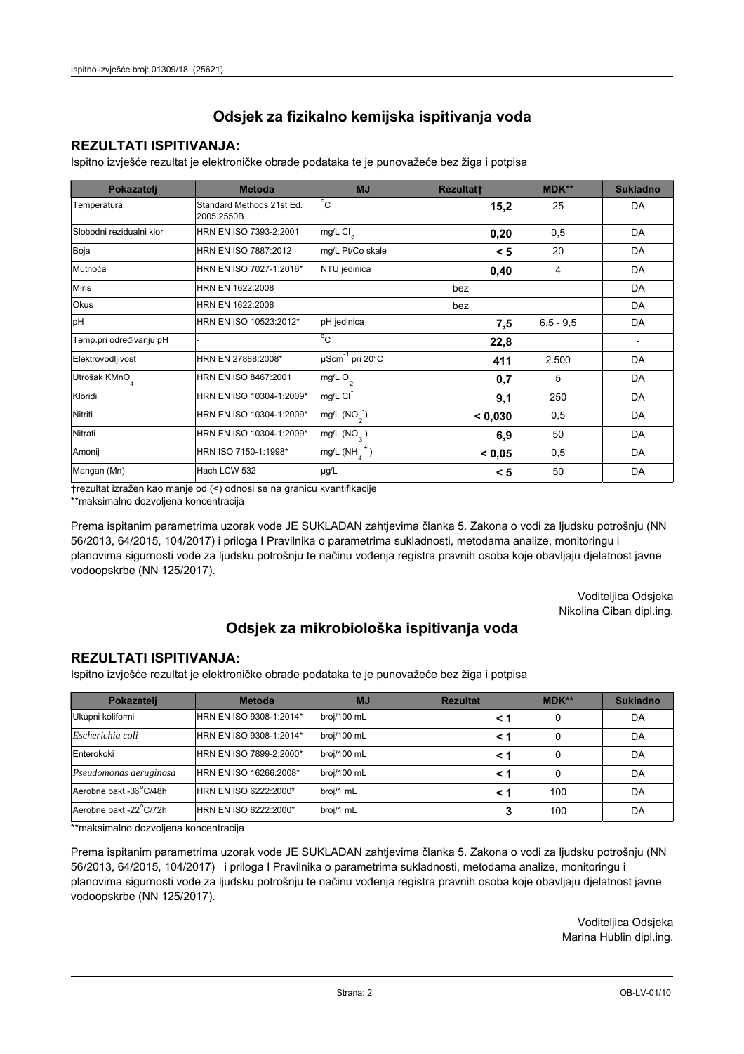## Odsjek za fizikalno kemijska ispitivanja voda

### REZULTATI ISPITIVANJA:

Ispitno izvješće rezultat je elektroničke obrade podataka te je punovažeće bez žiga i potpisa

| Pokazatelj | Metoda | MJ | Rezultat† | MDK** | Sukladno |
|---|---|---|---|---|---|
| Temperatura | Standard Methods 21st Ed. 2005.2550B | °C | **15,2** | 25 | DA |
| Slobodni rezidualni klor | HRN EN ISO 7393-2:2001 | mg/L $Cl_2$ | **0,20** | 0,5 | DA |
| Boja | HRN EN ISO 7887:2012 | mg/L Pt/Co skale | **< 5** | 20 | DA |
| Mutnoća | HRN EN ISO 7027-1:2016* | NTU jedinica | **0,40** | 4 | DA |
| Miris | HRN EN 1622:2008 | bez | | | DA |
| Okus | HRN EN 1622:2008 | bez | | | DA |
| pH | HRN EN ISO 10523:2012* | pH jedinica | **7,5** | 6,5 - 9,5 | DA |
| Temp.pri određivanju pH | - | °C | **22,8** | | - |
| Elektrovodljivost | HRN EN 27888:2008* | $\mu Scm^{-1}$ pri 20°C | **411** | 2.500 | DA |
| Utrošak $KMnO_4$ | HRN EN ISO 8467:2001 | mg/L $O_2$ | **0,7** | 5 | DA |
| Kloridi | HRN EN ISO 10304-1:2009* | mg/L $Cl^-$ | **9,1** | 250 | DA |
| Nitriti | HRN EN ISO 10304-1:2009* | mg/L ($NO_2^-$) | **< 0,030** | 0,5 | DA |
| Nitrati | HRN EN ISO 10304-1:2009* | mg/L ($NO_3^-$) | **6,9** | 50 | DA |
| Amonij | HRN ISO 7150-1:1998* | mg/L ($NH_4^+$) | **< 0,05** | 0,5 | DA |
| Mangan (Mn) | Hach LCW 532 | µg/L | **< 5** | 50 | DA |

†rezultat izražen kao manje od (<) odnosi se na granicu kvantifikacije

**maksimalno dozvoljena koncentracija

Prema ispitanim parametrima uzorak vode JE SUKLADAN zahtjevima članka 5. Zakona o vodi za ljudsku potrošnju (NN 56/2013, 64/2015, 104/2017) i priloga I Pravilnika o parametrima sukladnosti, metodama analize, monitoringu i planovima sigurnosti vode za ljudsku potrošnju te načinu vođenja registra pravnih osoba koje obavljaju djelatnost javne vodoopskrbe (NN 125/2017).

Voditeljica Odsjeka
Nikolina Ciban dipl.ing.

## Odsjek za mikrobiološka ispitivanja voda

### REZULTATI ISPITIVANJA:

Ispitno izvješće rezultat je elektroničke obrade podataka te je punovažeće bez žiga i potpisa

| Pokazatelj | Metoda | MJ | Rezultat | MDK** | Sukladno |
|---|---|---|---|---|---|
| Ukupni koliformi | HRN EN ISO 9308-1:2014* | broj/100 mL | **< 1** | 0 | DA |
| *Escherichia coli* | HRN EN ISO 9308-1:2014* | broj/100 mL | **< 1** | 0 | DA |
| Enterokoki | HRN EN ISO 7899-2:2000* | broj/100 mL | **< 1** | 0 | DA |
| *Pseudomonas aeruginosa* | HRN EN ISO 16266:2008* | broj/100 mL | **< 1** | 0 | DA |
| Aerobne bakt -36°C/48h | HRN EN ISO 6222:2000* | broj/1 mL | **< 1** | 100 | DA |
| Aerobne bakt -22°C/72h | HRN EN ISO 6222:2000* | broj/1 mL | **3** | 100 | DA |

**maksimalno dozvoljena koncentracija

Prema ispitanim parametrima uzorak vode JE SUKLADAN zahtjevima članka 5. Zakona o vodi za ljudsku potrošnju (NN 56/2013, 64/2015, 104/2017) i priloga I Pravilnika o parametrima sukladnosti, metodama analize, monitoringu i planovima sigurnosti vode za ljudsku potrošnju te načinu vođenja registra pravnih osoba koje obavljaju djelatnost javne vodoopskrbe (NN 125/2017).

Voditeljica Odsjeka
Marina Hublin dipl.ing.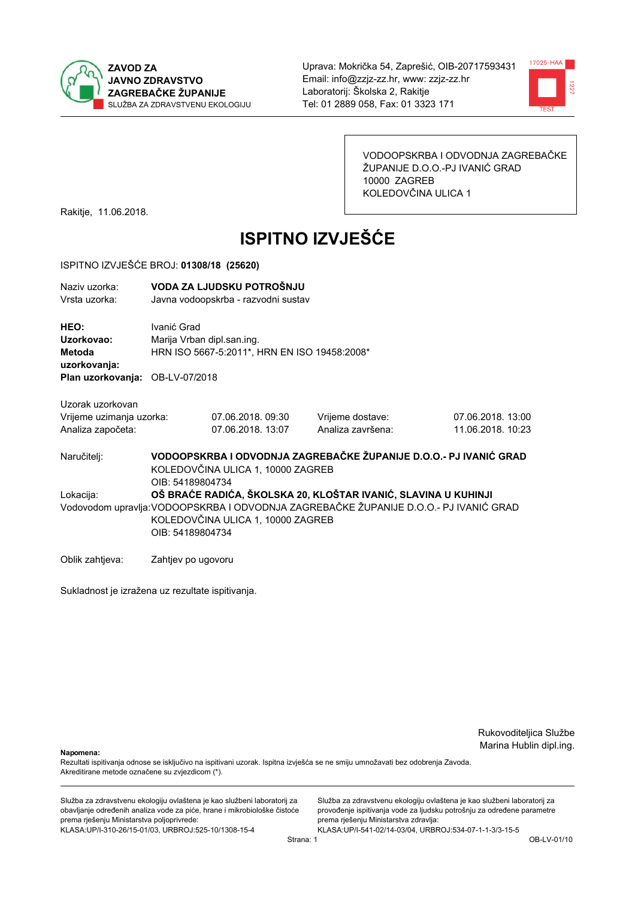ZAVOD ZA JAVNO ZDRAVSTVO ZAGREBAČKE ŽUPANIJE
SLUŽBA ZA ZDRAVSTVENU EKOLOGIJU

Uprava: Mokrička 54, Zaprešić, OIB-20717593431
Email: info@zzjz-zz.hr, www: zzjz-zz.hr
Laboratorij: Školska 2, Rakitje
Tel: 01 2889 058, Fax: 01 3323 171

VODOOPSKRBA I ODVODNJA ZAGREBAČKE ŽUPANIJE D.O.O.-PJ IVANIĆ GRAD
10000 ZAGREB
KOLEDOVČINA ULICA 1

Rakitje, 11.06.2018.

# ISPITNO IZVJEŠĆE

ISPITNO IZVJEŠĆE BROJ: **01308/18 (25620)**

| | |
|---|---|
| Naziv uzorka: | **VODA ZA LJUDSKU POTROŠNJU** |
| Vrsta uzorka: | Javna vodoopskrba - razvodni sustav |
| **HEO:** | Ivanić Grad |
| **Uzorkovao:** | Marija Vrban dipl.san.ing. |
| **Metoda uzorkovanja:** | HRN ISO 5667-5:2011*, HRN EN ISO 19458:2008* |
| **Plan uzorkovanja:** | OB-LV-07/2018 |

Uzorak uzorkovan

| | | | |
|---|---|---|---|
| Vrijeme uzimanja uzorka: | 07.06.2018. 09:30 | Vrijeme dostave: | 07.06.2018. 13:00 |
| Analiza započeta: | 07.06.2018. 13:07 | Analiza završena: | 11.06.2018. 10:23 |

Naručitelj: **VODOOPSKRBA I ODVODNJA ZAGREBAČKE ŽUPANIJE D.O.O.- PJ IVANIĆ GRAD**
KOLEDOVČINA ULICA 1, 10000 ZAGREB
OIB: 54189804734

Lokacija: **OŠ BRAĆE RADIĆA, ŠKOLSKA 20, KLOŠTAR IVANIĆ, SLAVINA U KUHINJI**

Vodovodom upravlja: VODOOPSKRBA I ODVODNJA ZAGREBAČKE ŽUPANIJE D.O.O.- PJ IVANIĆ GRAD
KOLEDOVČINA ULICA 1, 10000 ZAGREB
OIB: 54189804734

Oblik zahtjeva: Zahtjev po ugovoru

Sukladnost je izražena uz rezultate ispitivanja.

Rukovoditeljica Službe
Marina Hublin dipl.ing.

**Napomena:**
Rezultati ispitivanja odnose se isključivo na ispitivani uzorak. Ispitna izvješća se ne smiju umnožavati bez odobrenja Zavoda.
Akreditirane metode označene su zvjezdicom (*).

Služba za zdravstvenu ekologiju ovlaštena je kao službeni laboratorij za obavljanje određenih analiza vode za piće, hrane i mikrobiološke čistoće prema rješenju Ministarstva poljoprivrede:
KLASA:UP/I-310-26/15-01/03, URBROJ:525-10/1308-15-4

Služba za zdravstvenu ekologiju ovlaštena je kao službeni laboratorij za provođenje ispitivanja vode za ljudsku potrošnju za određene parametre prema rješenju Ministarstva zdravlja:
KLASA:UP/I-541-02/14-03/04, URBROJ:534-07-1-1-3/3-15-5

OB-LV-01/10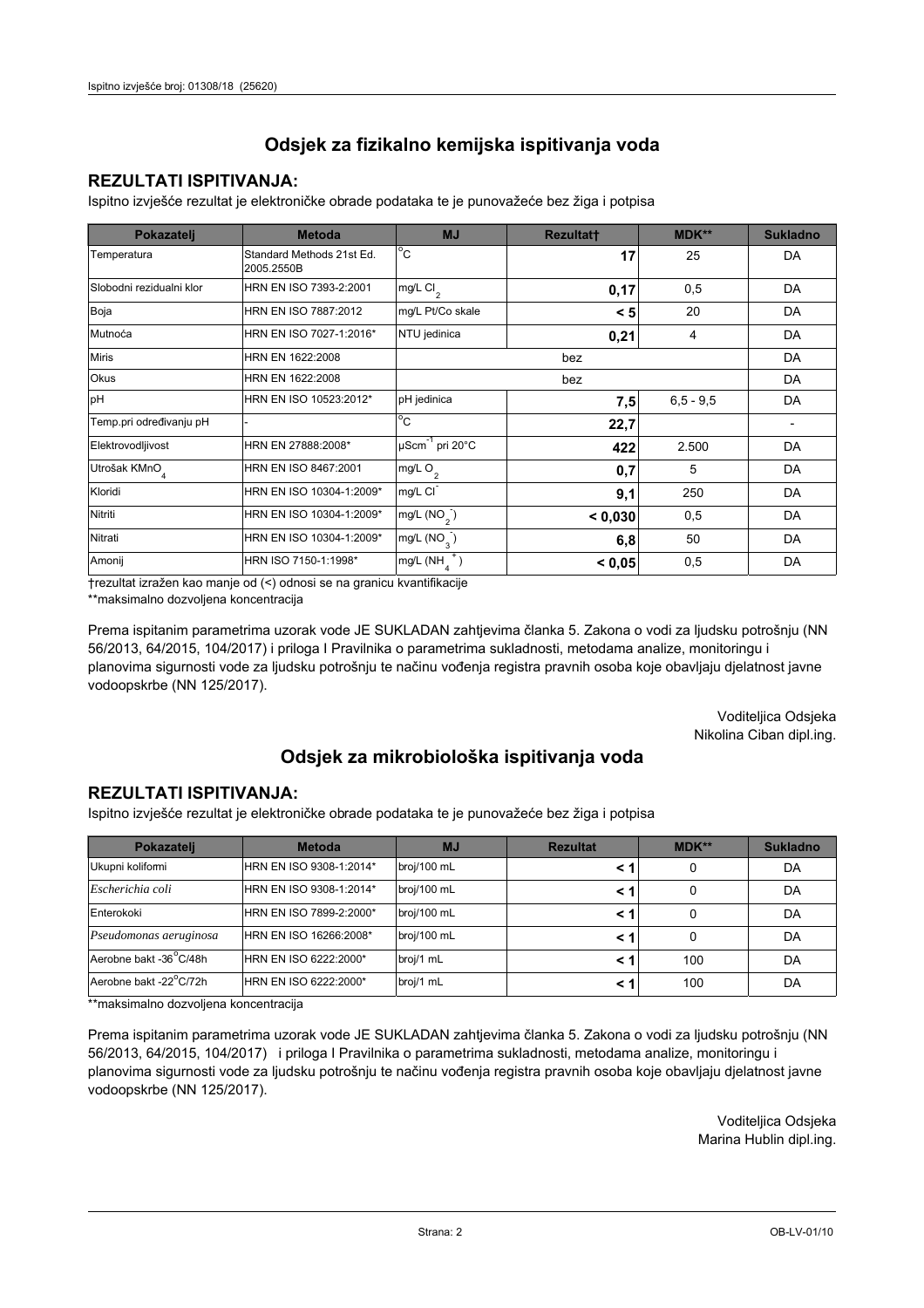## Odsjek za fizikalno kemijska ispitivanja voda

### REZULTATI ISPITIVANJA:

Ispitno izvješće rezultat je elektroničke obrade podataka te je punovažeće bez žiga i potpisa

| Pokazatelj | Metoda | MJ | Rezultat† | MDK** | Sukladno |
|---|---|---|---|---|---|
| Temperatura | Standard Methods 21st Ed. 2005.2550B | °C | **17** | 25 | DA |
| Slobodni rezidualni klor | HRN EN ISO 7393-2:2001 | mg/L $Cl_2$ | **0,17** | 0,5 | DA |
| Boja | HRN EN ISO 7887:2012 | mg/L Pt/Co skale | **< 5** | 20 | DA |
| Mutnoća | HRN EN ISO 7027-1:2016* | NTU jedinica | **0,21** | 4 | DA |
| Miris | HRN EN 1622:2008 | bez | | | DA |
| Okus | HRN EN 1622:2008 | bez | | | DA |
| pH | HRN EN ISO 10523:2012* | pH jedinica | **7,5** | 6,5 - 9,5 | DA |
| Temp.pri određivanju pH | - | °C | **22,7** | | - |
| Elektrovodljivost | HRN EN 27888:2008* | $\mu Scm^{-1}$ pri 20°C | **422** | 2.500 | DA |
| Utrošak $KMnO_4$ | HRN EN ISO 8467:2001 | mg/L $O_2$ | **0,7** | 5 | DA |
| Kloridi | HRN EN ISO 10304-1:2009* | mg/L $Cl^-$ | **9,1** | 250 | DA |
| Nitriti | HRN EN ISO 10304-1:2009* | mg/L ($NO_2^-$) | **< 0,030** | 0,5 | DA |
| Nitrati | HRN EN ISO 10304-1:2009* | mg/L ($NO_3^-$) | **6,8** | 50 | DA |
| Amonij | HRN ISO 7150-1:1998* | mg/L ($NH_4^+$) | **< 0,05** | 0,5 | DA |

†rezultat izražen kao manje od (<) odnosi se na granicu kvantifikacije

**maksimalno dozvoljena koncentracija

Prema ispitanim parametrima uzorak vode JE SUKLADAN zahtjevima članka 5. Zakona o vodi za ljudsku potrošnju (NN 56/2013, 64/2015, 104/2017) i priloga I Pravilnika o parametrima sukladnosti, metodama analize, monitoringu i planovima sigurnosti vode za ljudsku potrošnju te načinu vođenja registra pravnih osoba koje obavljaju djelatnost javne vodoopskrbe (NN 125/2017).

Voditeljica Odsjeka
Nikolina Ciban dipl.ing.

## Odsjek za mikrobiološka ispitivanja voda

### REZULTATI ISPITIVANJA:

Ispitno izvješće rezultat je elektroničke obrade podataka te je punovažeće bez žiga i potpisa

| Pokazatelj | Metoda | MJ | Rezultat | MDK** | Sukladno |
|---|---|---|---|---|---|
| Ukupni koliformi | HRN EN ISO 9308-1:2014* | broj/100 mL | **< 1** | 0 | DA |
| *Escherichia coli* | HRN EN ISO 9308-1:2014* | broj/100 mL | **< 1** | 0 | DA |
| Enterokoki | HRN EN ISO 7899-2:2000* | broj/100 mL | **< 1** | 0 | DA |
| *Pseudomonas aeruginosa* | HRN EN ISO 16266:2008* | broj/100 mL | **< 1** | 0 | DA |
| Aerobne bakt -36°C/48h | HRN EN ISO 6222:2000* | broj/1 mL | **< 1** | 100 | DA |
| Aerobne bakt -22°C/72h | HRN EN ISO 6222:2000* | broj/1 mL | **< 1** | 100 | DA |

**maksimalno dozvoljena koncentracija

Prema ispitanim parametrima uzorak vode JE SUKLADAN zahtjevima članka 5. Zakona o vodi za ljudsku potrošnju (NN 56/2013, 64/2015, 104/2017) i priloga I Pravilnika o parametrima sukladnosti, metodama analize, monitoringu i planovima sigurnosti vode za ljudsku potrošnju te načinu vođenja registra pravnih osoba koje obavljaju djelatnost javne vodoopskrbe (NN 125/2017).

Voditeljica Odsjeka
Marina Hublin dipl.ing.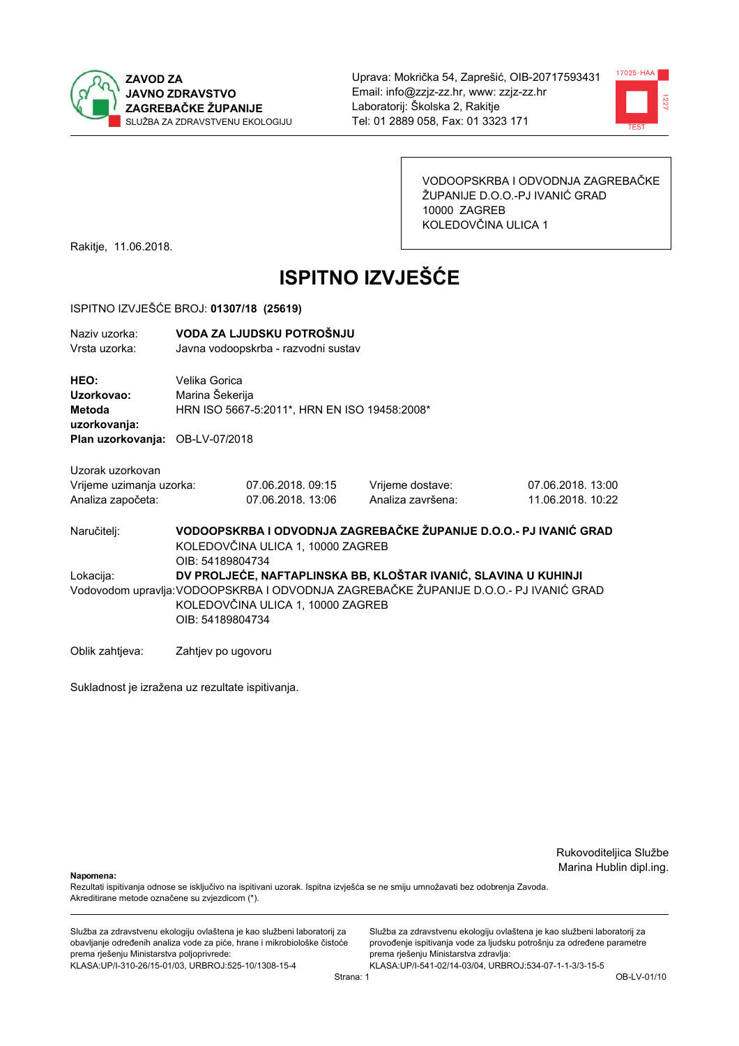**ZAVOD ZA JAVNO ZDRAVSTVO ZAGREBAČKE ŽUPANIJE**
SLUŽBA ZA ZDRAVSTVENU EKOLOGIJU

Uprava: Mokrička 54, Zaprešić, OIB-20717593431
Email: info@zzjz-zz.hr, www: zzjz-zz.hr
Laboratorij: Školska 2, Rakitje
Tel: 01 2889 058, Fax: 01 3323 171

VODOOPSKRBA I ODVODNJA ZAGREBAČKE ŽUPANIJE D.O.O.-PJ IVANIĆ GRAD
10000 ZAGREB
KOLEDOVČINA ULICA 1

Rakitje, 11.06.2018.

# ISPITNO IZVJEŠĆE

ISPITNO IZVJEŠĆE BROJ: **01307/18 (25619)**

| | |
|---|---|
| Naziv uzorka: | **VODA ZA LJUDSKU POTROŠNJU** |
| Vrsta uzorka: | Javna vodoopskrba - razvodni sustav |

| | |
|---|---|
| **HEO:** | Velika Gorica |
| **Uzorkovao:** | Marina Šekerija |
| **Metoda uzorkovanja:** | HRN ISO 5667-5:2011*, HRN EN ISO 19458:2008* |
| **Plan uzorkovanja:** | OB-LV-07/2018 |

Uzorak uzorkovan

| | | | |
|---|---|---|---|
| Vrijeme uzimanja uzorka: | 07.06.2018. 09:15 | Vrijeme dostave: | 07.06.2018. 13:00 |
| Analiza započeta: | 07.06.2018. 13:06 | Analiza završena: | 11.06.2018. 10:22 |

Naručitelj: **VODOOPSKRBA I ODVODNJA ZAGREBAČKE ŽUPANIJE D.O.O.- PJ IVANIĆ GRAD**
KOLEDOVČINA ULICA 1, 10000 ZAGREB
OIB: 54189804734

Lokacija: **DV PROLJEĆE, NAFTAPLINSKA BB, KLOŠTAR IVANIĆ, SLAVINA U KUHINJI**

Vodovodom upravlja: VODOOPSKRBA I ODVODNJA ZAGREBAČKE ŽUPANIJE D.O.O.- PJ IVANIĆ GRAD
KOLEDOVČINA ULICA 1, 10000 ZAGREB
OIB: 54189804734

Oblik zahtjeva: Zahtjev po ugovoru

Sukladnost je izražena uz rezultate ispitivanja.

Rukovoditeljica Službe
Marina Hublin dipl.ing.

**Napomena:**
Rezultati ispitivanja odnose se isključivo na ispitivani uzorak. Ispitna izvješća se ne smiju umnožavati bez odobrenja Zavoda.
Akreditirane metode označene su zvjezdicom (*).

Služba za zdravstvenu ekologiju ovlaštena je kao službeni laboratorij za obavljanje određenih analiza vode za piće, hrane i mikrobiološke čistoće prema rješenju Ministarstva poljoprivrede:
KLASA:UP/I-310-26/15-01/03, URBROJ:525-10/1308-15-4

Služba za zdravstvenu ekologiju ovlaštena je kao službeni laboratorij za provođenje ispitivanja vode za ljudsku potrošnju za određene parametre prema rješenju Ministarstva zdravlja:
KLASA:UP/I-541-02/14-03/04, URBROJ:534-07-1-1-3/3-15-5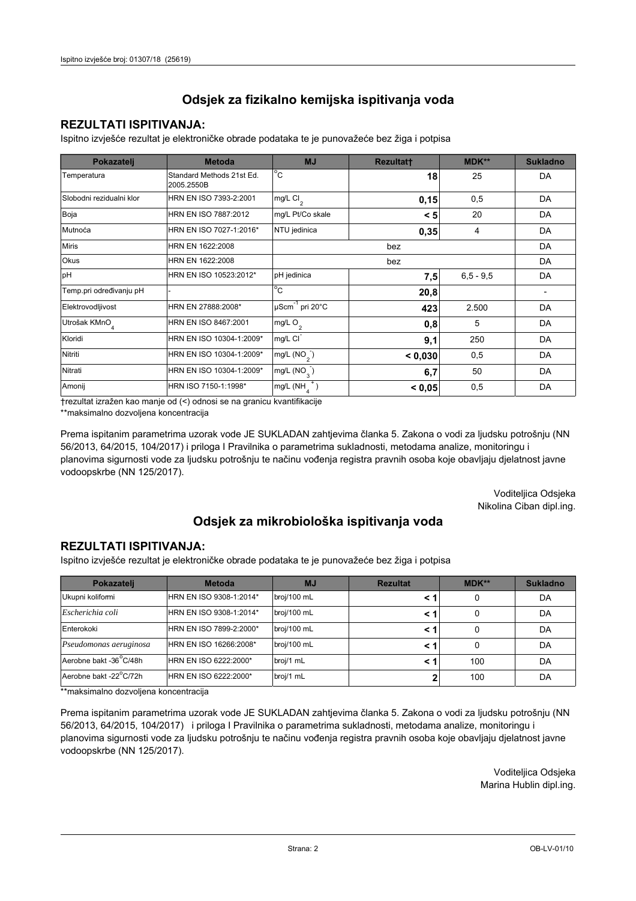# Odsjek za fizikalno kemijska ispitivanja voda

## REZULTATI ISPITIVANJA:

Ispitno izvješće rezultat je elektroničke obrade podataka te je punovažeće bez žiga i potpisa

| Pokazatelj | Metoda | MJ | Rezultat† | MDK** | Sukladno |
|---|---|---|---|---|---|
| Temperatura | Standard Methods 21st Ed. 2005.2550B | °C | 18 | 25 | DA |
| Slobodni rezidualni klor | HRN EN ISO 7393-2:2001 | mg/L $Cl_2$ | 0,15 | 0,5 | DA |
| Boja | HRN EN ISO 7887:2012 | mg/L Pt/Co skale | < 5 | 20 | DA |
| Mutnoća | HRN EN ISO 7027-1:2016* | NTU jedinica | 0,35 | 4 | DA |
| Miris | HRN EN 1622:2008 | bez | | | DA |
| Okus | HRN EN 1622:2008 | bez | | | DA |
| pH | HRN EN ISO 10523:2012* | pH jedinica | 7,5 | 6,5 - 9,5 | DA |
| Temp.pri određivanju pH | - | °C | 20,8 | | - |
| Elektrovodljivost | HRN EN 27888:2008* | $\mu Scm^{-1}$ pri 20°C | 423 | 2.500 | DA |
| Utrošak $KMnO_4$ | HRN EN ISO 8467:2001 | mg/L $O_2$ | 0,8 | 5 | DA |
| Kloridi | HRN EN ISO 10304-1:2009* | mg/L $Cl^-$ | 9,1 | 250 | DA |
| Nitriti | HRN EN ISO 10304-1:2009* | mg/L ($NO_2^-$) | < 0,030 | 0,5 | DA |
| Nitrati | HRN EN ISO 10304-1:2009* | mg/L ($NO_3^-$) | 6,7 | 50 | DA |
| Amonij | HRN ISO 7150-1:1998* | mg/L ($NH_4^+$) | < 0,05 | 0,5 | DA |

†rezultat izražen kao manje od (<) odnosi se na granicu kvantifikacije

**maksimalno dozvoljena koncentracija

Prema ispitanim parametrima uzorak vode JE SUKLADAN zahtjevima članka 5. Zakona o vodi za ljudsku potrošnju (NN 56/2013, 64/2015, 104/2017) i priloga I Pravilnika o parametrima sukladnosti, metodama analize, monitoringu i planovima sigurnosti vode za ljudsku potrošnju te načinu vođenja registra pravnih osoba koje obavljaju djelatnost javne vodoopskrbe (NN 125/2017).

Voditeljica Odsjeka
Nikolina Ciban dipl.ing.

# Odsjek za mikrobiološka ispitivanja voda

## REZULTATI ISPITIVANJA:

Ispitno izvješće rezultat je elektroničke obrade podataka te je punovažeće bez žiga i potpisa

| Pokazatelj | Metoda | MJ | Rezultat | MDK** | Sukladno |
|---|---|---|---|---|---|
| Ukupni koliformi | HRN EN ISO 9308-1:2014* | broj/100 mL | < 1 | 0 | DA |
| *Escherichia coli* | HRN EN ISO 9308-1:2014* | broj/100 mL | < 1 | 0 | DA |
| Enterokoki | HRN EN ISO 7899-2:2000* | broj/100 mL | < 1 | 0 | DA |
| *Pseudomonas aeruginosa* | HRN EN ISO 16266:2008* | broj/100 mL | < 1 | 0 | DA |
| Aerobne bakt -36°C/48h | HRN EN ISO 6222:2000* | broj/1 mL | < 1 | 100 | DA |
| Aerobne bakt -22°C/72h | HRN EN ISO 6222:2000* | broj/1 mL | 2 | 100 | DA |

**maksimalno dozvoljena koncentracija

Prema ispitanim parametrima uzorak vode JE SUKLADAN zahtjevima članka 5. Zakona o vodi za ljudsku potrošnju (NN 56/2013, 64/2015, 104/2017) i priloga I Pravilnika o parametrima sukladnosti, metodama analize, monitoringu i planovima sigurnosti vode za ljudsku potrošnju te načinu vođenja registra pravnih osoba koje obavljaju djelatnost javne vodoopskrbe (NN 125/2017).

Voditeljica Odsjeka
Marina Hublin dipl.ing.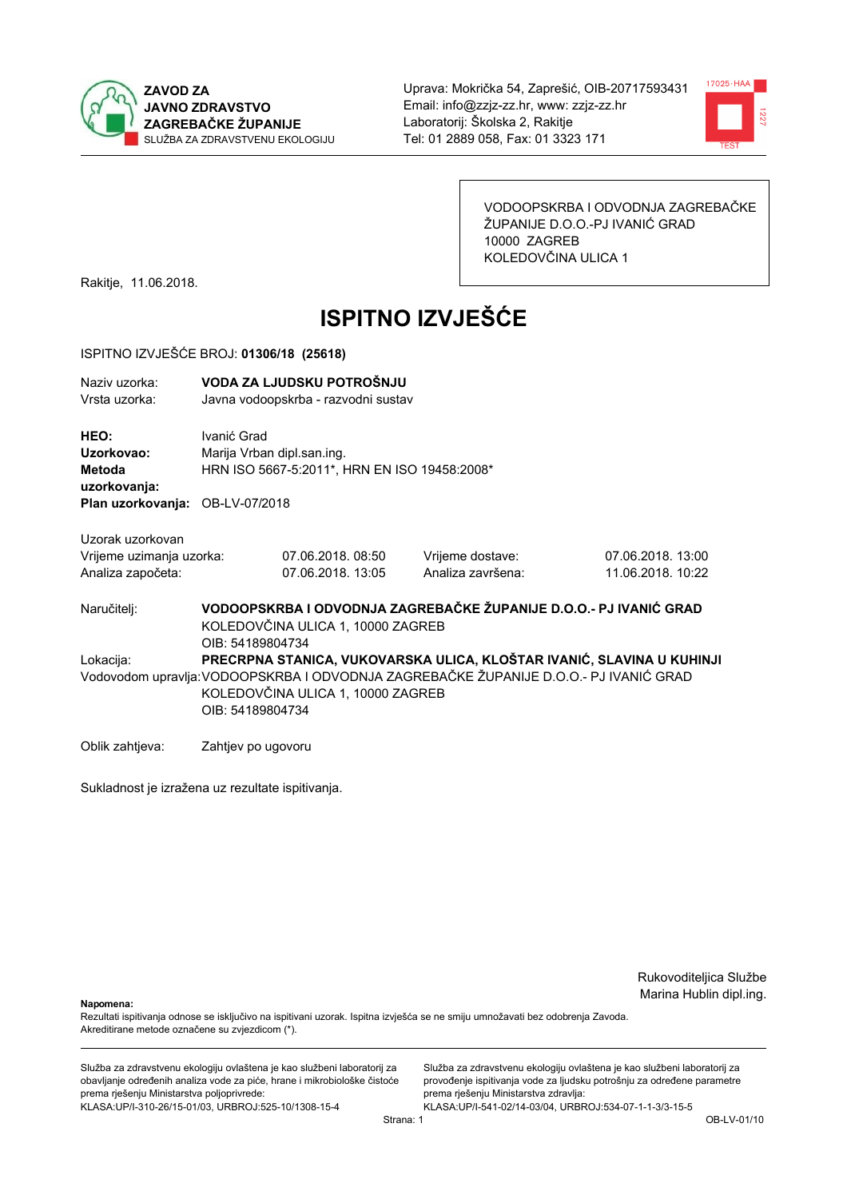**ZAVOD ZA JAVNO ZDRAVSTVO ZAGREBAČKE ŽUPANIJE**
SLUŽBA ZA ZDRAVSTVENU EKOLOGIJU

Uprava: Mokrička 54, Zaprešić, OIB-20717593431
Email: info@zzjz-zz.hr, www: zzjz-zz.hr
Laboratorij: Školska 2, Rakitje
Tel: 01 2889 058, Fax: 01 3323 171

VODOOPSKRBA I ODVODNJA ZAGREBAČKE ŽUPANIJE D.O.O.-PJ IVANIĆ GRAD
10000 ZAGREB
KOLEDOVČINA ULICA 1

Rakitje, 11.06.2018.

# ISPITNO IZVJEŠĆE

ISPITNO IZVJEŠĆE BROJ: **01306/18 (25618)**

Naziv uzorka: **VODA ZA LJUDSKU POTROŠNJU**
Vrsta uzorka: Javna vodoopskrba - razvodni sustav

**HEO:** Ivanić Grad
**Uzorkovao:** Marija Vrban dipl.san.ing.
**Metoda uzorkovanja:** HRN ISO 5667-5:2011*, HRN EN ISO 19458:2008*
**Plan uzorkovanja:** OB-LV-07/2018

Uzorak uzorkovan

| | | | |
|---|---|---|---|
| Vrijeme uzimanja uzorka: | 07.06.2018. 08:50 | Vrijeme dostave: | 07.06.2018. 13:00 |
| Analiza započeta: | 07.06.2018. 13:05 | Analiza završena: | 11.06.2018. 10:22 |

Naručitelj: **VODOOPSKRBA I ODVODNJA ZAGREBAČKE ŽUPANIJE D.O.O.- PJ IVANIĆ GRAD**
KOLEDOVČINA ULICA 1, 10000 ZAGREB
OIB: 54189804734

Lokacija: **PRECRPNA STANICA, VUKOVARSKA ULICA, KLOŠTAR IVANIĆ, SLAVINA U KUHINJI**

Vodovodom upravlja: VODOOPSKRBA I ODVODNJA ZAGREBAČKE ŽUPANIJE D.O.O.- PJ IVANIĆ GRAD
KOLEDOVČINA ULICA 1, 10000 ZAGREB
OIB: 54189804734

Oblik zahtjeva: Zahtjev po ugovoru

Sukladnost je izražena uz rezultate ispitivanja.

Rukovoditeljica Službe
Marina Hublin dipl.ing.

**Napomena:**
Rezultati ispitivanja odnose se isključivo na ispitivani uzorak. Ispitna izvješća se ne smiju umnožavati bez odobrenja Zavoda.
Akreditirane metode označene su zvjezdicom (*).

Služba za zdravstvenu ekologiju ovlaštena je kao službeni laboratorij za obavljanje određenih analiza vode za piće, hrane i mikrobiološke čistoće prema rješenju Ministarstva poljoprivrede:
KLASA:UP/I-310-26/15-01/03, URBROJ:525-10/1308-15-4

Služba za zdravstvenu ekologiju ovlaštena je kao službeni laboratorij za provođenje ispitivanja vode za ljudsku potrošnju za određene parametre prema rješenju Ministarstva zdravlja:
KLASA:UP/I-541-02/14-03/04, URBROJ:534-07-1-1-3/3-15-5

OB-LV-01/10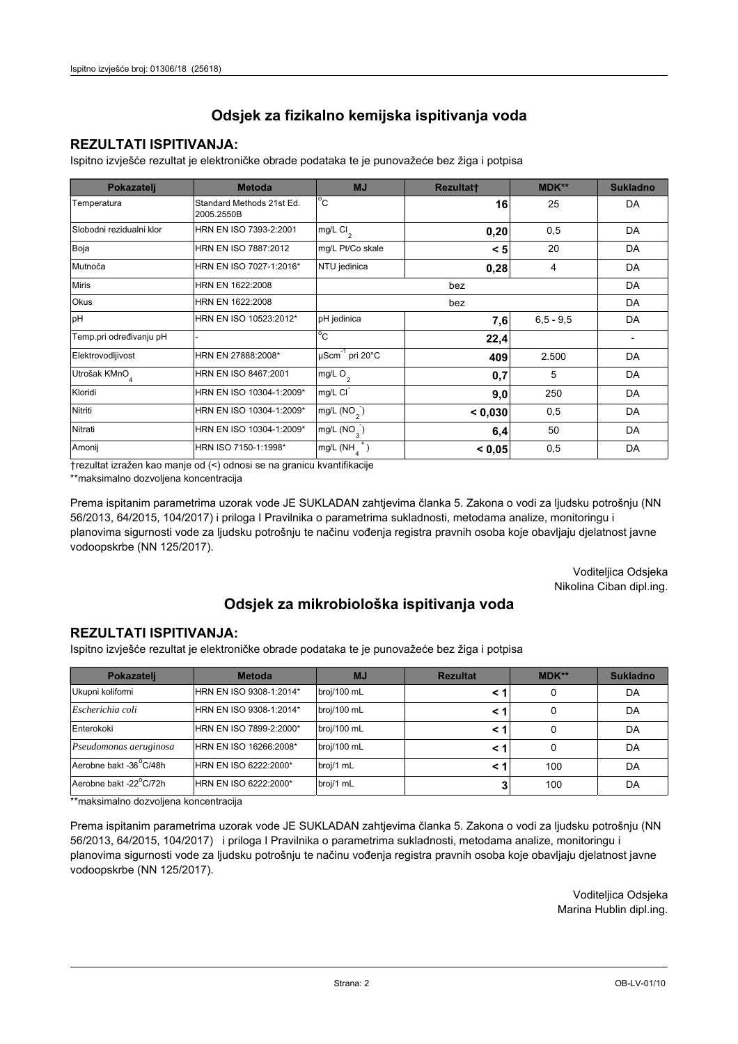## Odsjek za fizikalno kemijska ispitivanja voda

### REZULTATI ISPITIVANJA:

Ispitno izvješće rezultat je elektroničke obrade podataka te je punovažeće bez žiga i potpisa

| Pokazatelj | Metoda | MJ | Rezultat† | MDK** | Sukladno |
|---|---|---|---|---|---|
| Temperatura | Standard Methods 21st Ed. 2005.2550B | °C | 16 | 25 | DA |
| Slobodni rezidualni klor | HRN EN ISO 7393-2:2001 | mg/L $Cl_2$ | 0,20 | 0,5 | DA |
| Boja | HRN EN ISO 7887:2012 | mg/L Pt/Co skale | < 5 | 20 | DA |
| Mutnoća | HRN EN ISO 7027-1:2016* | NTU jedinica | 0,28 | 4 | DA |
| Miris | HRN EN 1622:2008 | bez | | | DA |
| Okus | HRN EN 1622:2008 | bez | | | DA |
| pH | HRN EN ISO 10523:2012* | pH jedinica | 7,6 | 6,5 - 9,5 | DA |
| Temp.pri određivanju pH | - | °C | 22,4 | | - |
| Elektrovodljivost | HRN EN 27888:2008* | $\mu Scm^{-1}$ pri 20°C | 409 | 2.500 | DA |
| Utrošak $KMnO_4$ | HRN EN ISO 8467:2001 | mg/L $O_2$ | 0,7 | 5 | DA |
| Kloridi | HRN EN ISO 10304-1:2009* | mg/L $Cl^-$ | 9,0 | 250 | DA |
| Nitriti | HRN EN ISO 10304-1:2009* | mg/L ($NO_2^-$) | < 0,030 | 0,5 | DA |
| Nitrati | HRN EN ISO 10304-1:2009* | mg/L ($NO_3^-$) | 6,4 | 50 | DA |
| Amonij | HRN ISO 7150-1:1998* | mg/L ($NH_4^+$) | < 0,05 | 0,5 | DA |

†rezultat izražen kao manje od (<) odnosi se na granicu kvantifikacije

**maksimalno dozvoljena koncentracija

Prema ispitanim parametrima uzorak vode JE SUKLADAN zahtjevima članka 5. Zakona o vodi za ljudsku potrošnju (NN 56/2013, 64/2015, 104/2017) i priloga I Pravilnika o parametrima sukladnosti, metodama analize, monitoringu i planovima sigurnosti vode za ljudsku potrošnju te načinu vođenja registra pravnih osoba koje obavljaju djelatnost javne vodoopskrbe (NN 125/2017).

Voditeljica Odsjeka
Nikolina Ciban dipl.ing.

## Odsjek za mikrobiološka ispitivanja voda

### REZULTATI ISPITIVANJA:

Ispitno izvješće rezultat je elektroničke obrade podataka te je punovažeće bez žiga i potpisa

| Pokazatelj | Metoda | MJ | Rezultat | MDK** | Sukladno |
|---|---|---|---|---|---|
| Ukupni koliformi | HRN EN ISO 9308-1:2014* | broj/100 mL | < 1 | 0 | DA |
| *Escherichia coli* | HRN EN ISO 9308-1:2014* | broj/100 mL | < 1 | 0 | DA |
| Enterokoki | HRN EN ISO 7899-2:2000* | broj/100 mL | < 1 | 0 | DA |
| *Pseudomonas aeruginosa* | HRN EN ISO 16266:2008* | broj/100 mL | < 1 | 0 | DA |
| Aerobne bakt -36°C/48h | HRN EN ISO 6222:2000* | broj/1 mL | < 1 | 100 | DA |
| Aerobne bakt -22°C/72h | HRN EN ISO 6222:2000* | broj/1 mL | 3 | 100 | DA |

**maksimalno dozvoljena koncentracija

Prema ispitanim parametrima uzorak vode JE SUKLADAN zahtjevima članka 5. Zakona o vodi za ljudsku potrošnju (NN 56/2013, 64/2015, 104/2017) i priloga I Pravilnika o parametrima sukladnosti, metodama analize, monitoringu i planovima sigurnosti vode za ljudsku potrošnju te načinu vođenja registra pravnih osoba koje obavljaju djelatnost javne vodoopskrbe (NN 125/2017).

Voditeljica Odsjeka
Marina Hublin dipl.ing.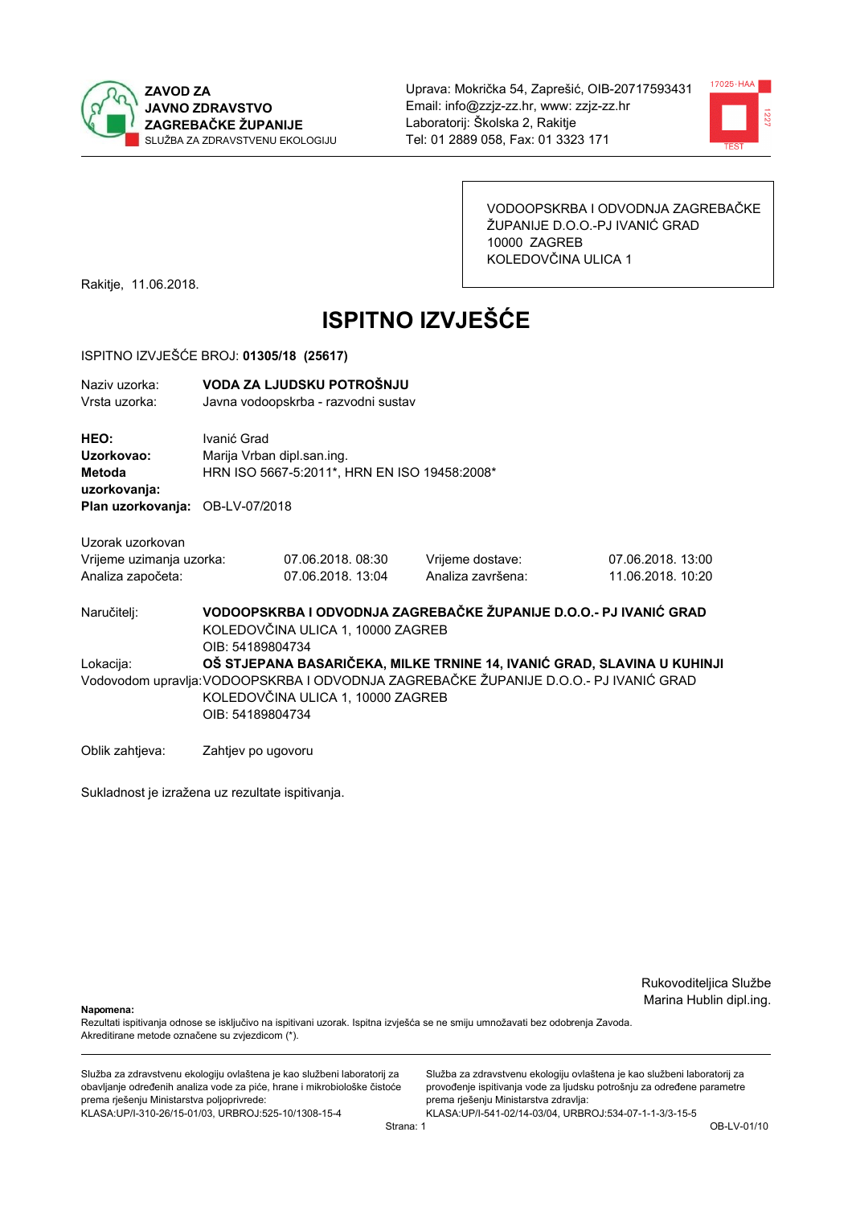ZAVOD ZA JAVNO ZDRAVSTVO ZAGREBAČKE ŽUPANIJE
SLUŽBA ZA ZDRAVSTVENU EKOLOGIJU

Uprava: Mokrička 54, Zaprešić, OIB-20717593431
Email: info@zzjz-zz.hr, www: zzjz-zz.hr
Laboratorij: Školska 2, Rakitje
Tel: 01 2889 058, Fax: 01 3323 171

VODOOPSKRBA I ODVODNJA ZAGREBAČKE ŽUPANIJE D.O.O.-PJ IVANIĆ GRAD
10000 ZAGREB
KOLEDOVČINA ULICA 1

Rakitje, 11.06.2018.

# ISPITNO IZVJEŠĆE

ISPITNO IZVJEŠĆE BROJ: **01305/18 (25617)**

| | |
|---|---|
| Naziv uzorka: | **VODA ZA LJUDSKU POTROŠNJU** |
| Vrsta uzorka: | Javna vodoopskrba - razvodni sustav |

| | |
|---|---|
| **HEO:** | Ivanić Grad |
| **Uzorkovao:** | Marija Vrban dipl.san.ing. |
| **Metoda uzorkovanja:** | HRN ISO 5667-5:2011*, HRN EN ISO 19458:2008* |
| **Plan uzorkovanja:** | OB-LV-07/2018 |

Uzorak uzorkovan

| | | | |
|---|---|---|---|
| Vrijeme uzimanja uzorka: | 07.06.2018. 08:30 | Vrijeme dostave: | 07.06.2018. 13:00 |
| Analiza započeta: | 07.06.2018. 13:04 | Analiza završena: | 11.06.2018. 10:20 |

Naručitelj: **VODOOPSKRBA I ODVODNJA ZAGREBAČKE ŽUPANIJE D.O.O.- PJ IVANIĆ GRAD**
KOLEDOVČINA ULICA 1, 10000 ZAGREB
OIB: 54189804734

Lokacija: **OŠ STJEPANA BASARIČEKA, MILKE TRNINE 14, IVANIĆ GRAD, SLAVINA U KUHINJI**

Vodovodom upravlja: VODOOPSKRBA I ODVODNJA ZAGREBAČKE ŽUPANIJE D.O.O.- PJ IVANIĆ GRAD
KOLEDOVČINA ULICA 1, 10000 ZAGREB
OIB: 54189804734

Oblik zahtjeva: Zahtjev po ugovoru

Sukladnost je izražena uz rezultate ispitivanja.

Rukovoditeljica Službe
Marina Hublin dipl.ing.

**Napomena:**
Rezultati ispitivanja odnose se isključivo na ispitivani uzorak. Ispitna izvješća se ne smiju umnožavati bez odobrenja Zavoda.
Akreditirane metode označene su zvjezdicom (*).

Služba za zdravstvenu ekologiju ovlaštena je kao službeni laboratorij za obavljanje određenih analiza vode za piće, hrane i mikrobiološke čistoće prema rješenju Ministarstva poljoprivrede:
KLASA:UP/I-310-26/15-01/03, URBROJ:525-10/1308-15-4

Služba za zdravstvenu ekologiju ovlaštena je kao službeni laboratorij za provođenje ispitivanja vode za ljudsku potrošnju za određene parametre prema rješenju Ministarstva zdravlja:
KLASA:UP/I-541-02/14-03/04, URBROJ:534-07-1-1-3/3-15-5

OB-LV-01/10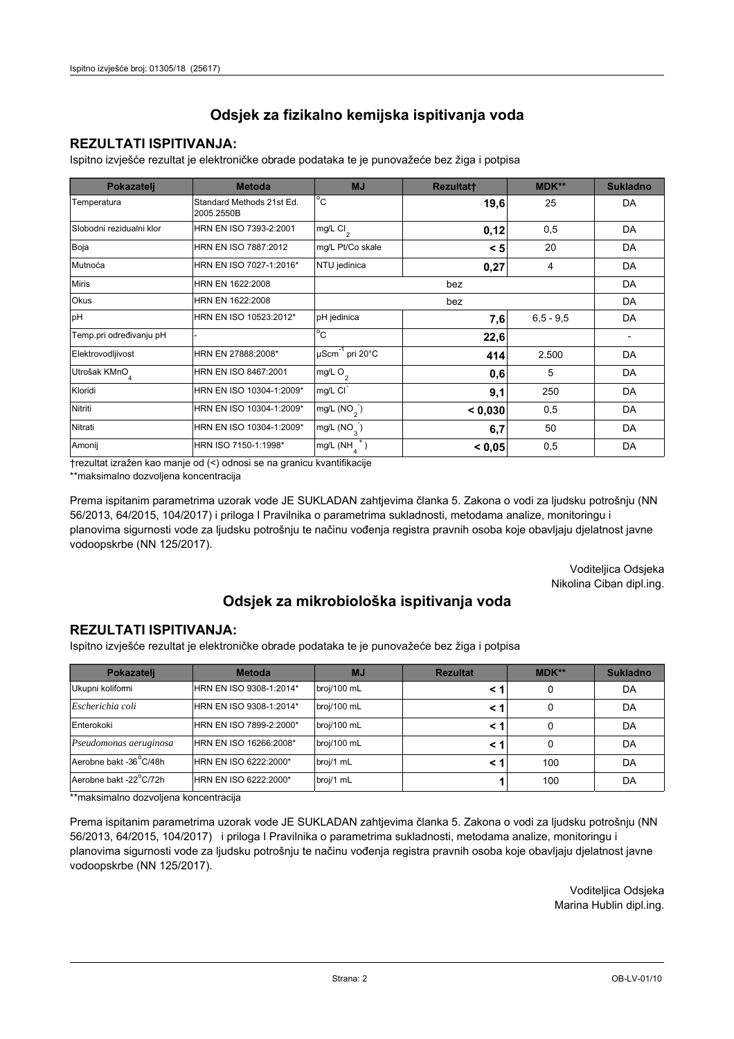# Odsjek za fizikalno kemijska ispitivanja voda

## REZULTATI ISPITIVANJA:

Ispitno izvješće rezultat je elektroničke obrade podataka te je punovažeće bez žiga i potpisa

| Pokazatelj | Metoda | MJ | Rezultat† | MDK** | Sukladno |
|---|---|---|---|---|---|
| Temperatura | Standard Methods 21st Ed. 2005.2550B | °C | **19,6** | 25 | DA |
| Slobodni rezidualni klor | HRN EN ISO 7393-2:2001 | mg/L $Cl_2$ | **0,12** | 0,5 | DA |
| Boja | HRN EN ISO 7887:2012 | mg/L Pt/Co skale | **< 5** | 20 | DA |
| Mutnoća | HRN EN ISO 7027-1:2016* | NTU jedinica | **0,27** | 4 | DA |
| Miris | HRN EN 1622:2008 | bez | | | DA |
| Okus | HRN EN 1622:2008 | bez | | | DA |
| pH | HRN EN ISO 10523:2012* | pH jedinica | **7,6** | 6,5 - 9,5 | DA |
| Temp.pri određivanju pH | - | °C | **22,6** | | - |
| Elektrovodljivost | HRN EN 27888:2008* | $\mu Scm^{-1}$ pri 20°C | **414** | 2.500 | DA |
| Utrošak $KMnO_4$ | HRN EN ISO 8467:2001 | mg/L $O_2$ | **0,6** | 5 | DA |
| Kloridi | HRN EN ISO 10304-1:2009* | mg/L $Cl^-$ | **9,1** | 250 | DA |
| Nitriti | HRN EN ISO 10304-1:2009* | mg/L ($NO_2^-$) | **< 0,030** | 0,5 | DA |
| Nitrati | HRN EN ISO 10304-1:2009* | mg/L ($NO_3^-$) | **6,7** | 50 | DA |
| Amonij | HRN ISO 7150-1:1998* | mg/L ($NH_4^+$) | **< 0,05** | 0,5 | DA |

†rezultat izražen kao manje od (<) odnosi se na granicu kvantifikacije

**maksimalno dozvoljena koncentracija

Prema ispitanim parametrima uzorak vode JE SUKLADAN zahtjevima članka 5. Zakona o vodi za ljudsku potrošnju (NN 56/2013, 64/2015, 104/2017) i priloga I Pravilnika o parametrima sukladnosti, metodama analize, monitoringu i planovima sigurnosti vode za ljudsku potrošnju te načinu vođenja registra pravnih osoba koje obavljaju djelatnost javne vodoopskrbe (NN 125/2017).

Voditeljica Odsjeka
Nikolina Ciban dipl.ing.

# Odsjek za mikrobiološka ispitivanja voda

## REZULTATI ISPITIVANJA:

Ispitno izvješće rezultat je elektroničke obrade podataka te je punovažeće bez žiga i potpisa

| Pokazatelj | Metoda | MJ | Rezultat | MDK** | Sukladno |
|---|---|---|---|---|---|
| Ukupni koliformi | HRN EN ISO 9308-1:2014* | broj/100 mL | **< 1** | 0 | DA |
| *Escherichia coli* | HRN EN ISO 9308-1:2014* | broj/100 mL | **< 1** | 0 | DA |
| Enterokoki | HRN EN ISO 7899-2:2000* | broj/100 mL | **< 1** | 0 | DA |
| *Pseudomonas aeruginosa* | HRN EN ISO 16266:2008* | broj/100 mL | **< 1** | 0 | DA |
| Aerobne bakt -36°C/48h | HRN EN ISO 6222:2000* | broj/1 mL | **< 1** | 100 | DA |
| Aerobne bakt -22°C/72h | HRN EN ISO 6222:2000* | broj/1 mL | **1** | 100 | DA |

**maksimalno dozvoljena koncentracija

Prema ispitanim parametrima uzorak vode JE SUKLADAN zahtjevima članka 5. Zakona o vodi za ljudsku potrošnju (NN 56/2013, 64/2015, 104/2017) i priloga I Pravilnika o parametrima sukladnosti, metodama analize, monitoringu i planovima sigurnosti vode za ljudsku potrošnju te načinu vođenja registra pravnih osoba koje obavljaju djelatnost javne vodoopskrbe (NN 125/2017).

Voditeljica Odsjeka
Marina Hublin dipl.ing.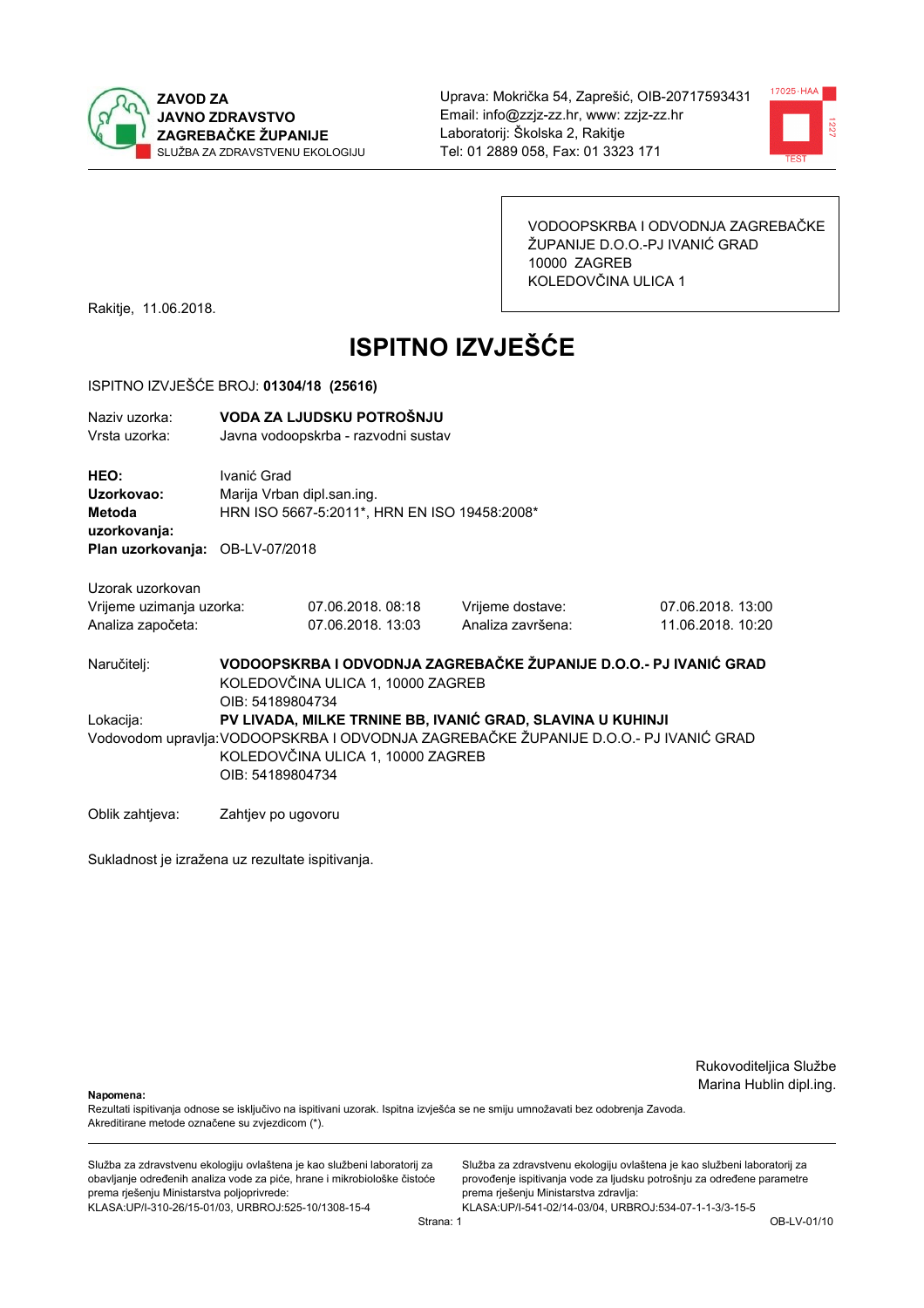**ZAVOD ZA JAVNO ZDRAVSTVO ZAGREBAČKE ŽUPANIJE**
SLUŽBA ZA ZDRAVSTVENU EKOLOGIJU

Uprava: Mokrička 54, Zaprešić, OIB-20717593431
Email: info@zzjz-zz.hr, www: zzjz-zz.hr
Laboratorij: Školska 2, Rakitje
Tel: 01 2889 058, Fax: 01 3323 171

VODOOPSKRBA I ODVODNJA ZAGREBAČKE ŽUPANIJE D.O.O.-PJ IVANIĆ GRAD
10000 ZAGREB
KOLEDOVČINA ULICA 1

Rakitje, 11.06.2018.

# ISPITNO IZVJEŠĆE

ISPITNO IZVJEŠĆE BROJ: **01304/18 (25616)**

Naziv uzorka: **VODA ZA LJUDSKU POTROŠNJU**
Vrsta uzorka: Javna vodoopskrba - razvodni sustav

**HEO:** Ivanić Grad
**Uzorkovao:** Marija Vrban dipl.san.ing.
**Metoda uzorkovanja:** HRN ISO 5667-5:2011*, HRN EN ISO 19458:2008*
**Plan uzorkovanja:** OB-LV-07/2018

Uzorak uzorkovan

| | | | |
|---|---|---|---|
| Vrijeme uzimanja uzorka: | 07.06.2018. 08:18 | Vrijeme dostave: | 07.06.2018. 13:00 |
| Analiza započeta: | 07.06.2018. 13:03 | Analiza završena: | 11.06.2018. 10:20 |

Naručitelj: **VODOOPSKRBA I ODVODNJA ZAGREBAČKE ŽUPANIJE D.O.O.- PJ IVANIĆ GRAD**
KOLEDOVČINA ULICA 1, 10000 ZAGREB
OIB: 54189804734

Lokacija: **PV LIVADA, MILKE TRNINE BB, IVANIĆ GRAD, SLAVINA U KUHINJI**

Vodovodom upravlja: VODOOPSKRBA I ODVODNJA ZAGREBAČKE ŽUPANIJE D.O.O.- PJ IVANIĆ GRAD
KOLEDOVČINA ULICA 1, 10000 ZAGREB
OIB: 54189804734

Oblik zahtjeva: Zahtjev po ugovoru

Sukladnost je izražena uz rezultate ispitivanja.

Rukovoditeljica Službe
Marina Hublin dipl.ing.

**Napomena:**
Rezultati ispitivanja odnose se isključivo na ispitivani uzorak. Ispitna izvješća se ne smiju umnožavati bez odobrenja Zavoda.
Akreditirane metode označene su zvjezdicom (*).

Služba za zdravstvenu ekologiju ovlaštena je kao službeni laboratorij za obavljanje određenih analiza vode za piće, hrane i mikrobiološke čistoće prema rješenju Ministarstva poljoprivrede:
KLASA:UP/I-310-26/15-01/03, URBROJ:525-10/1308-15-4

Služba za zdravstvenu ekologiju ovlaštena je kao službeni laboratorij za provođenje ispitivanja vode za ljudsku potrošnju za određene parametre prema rješenju Ministarstva zdravlja:
KLASA:UP/I-541-02/14-03/04, URBROJ:534-07-1-1-3/3-15-5

OB-LV-01/10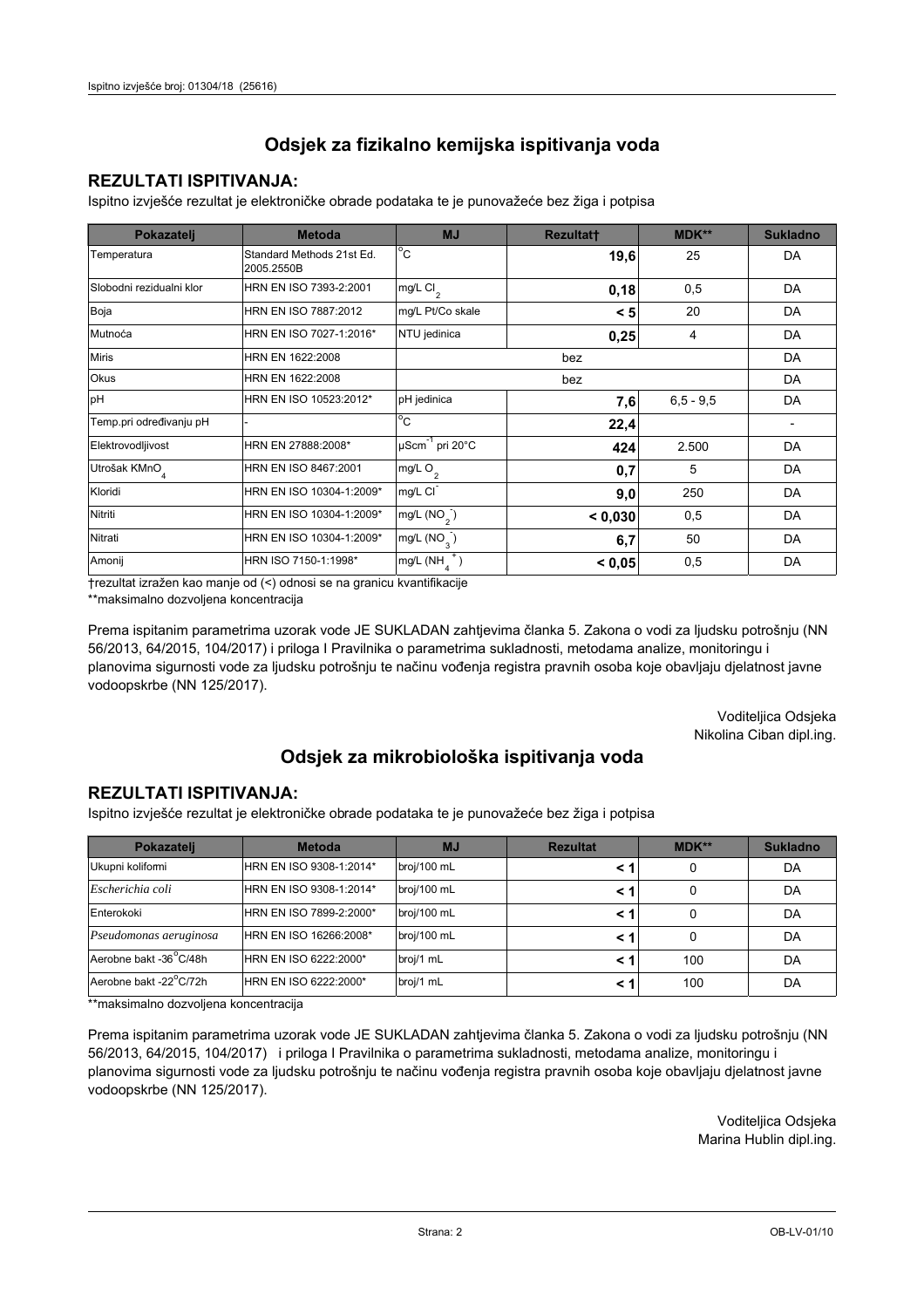## Odsjek za fizikalno kemijska ispitivanja voda

### REZULTATI ISPITIVANJA:

Ispitno izvješće rezultat je elektroničke obrade podataka te je punovažeće bez žiga i potpisa

| Pokazatelj | Metoda | MJ | Rezultat† | MDK** | Sukladno |
|---|---|---|---|---|---|
| Temperatura | Standard Methods 21st Ed. 2005.2550B | °C | **19,6** | 25 | DA |
| Slobodni rezidualni klor | HRN EN ISO 7393-2:2001 | mg/L $Cl_2$ | **0,18** | 0,5 | DA |
| Boja | HRN EN ISO 7887:2012 | mg/L Pt/Co skale | **< 5** | 20 | DA |
| Mutnoća | HRN EN ISO 7027-1:2016* | NTU jedinica | **0,25** | 4 | DA |
| Miris | HRN EN 1622:2008 | bez | | | DA |
| Okus | HRN EN 1622:2008 | bez | | | DA |
| pH | HRN EN ISO 10523:2012* | pH jedinica | **7,6** | 6,5 - 9,5 | DA |
| Temp.pri određivanju pH | - | °C | **22,4** | | - |
| Elektrovodljivost | HRN EN 27888:2008* | $\mu Scm^{-1}$ pri 20°C | **424** | 2.500 | DA |
| Utrošak $KMnO_4$ | HRN EN ISO 8467:2001 | mg/L $O_2$ | **0,7** | 5 | DA |
| Kloridi | HRN EN ISO 10304-1:2009* | mg/L $Cl^-$ | **9,0** | 250 | DA |
| Nitriti | HRN EN ISO 10304-1:2009* | mg/L ($NO_2^-$) | **< 0,030** | 0,5 | DA |
| Nitrati | HRN EN ISO 10304-1:2009* | mg/L ($NO_3^-$) | **6,7** | 50 | DA |
| Amonij | HRN ISO 7150-1:1998* | mg/L ($NH_4^+$) | **< 0,05** | 0,5 | DA |

†rezultat izražen kao manje od (<) odnosi se na granicu kvantifikacije

**maksimalno dozvoljena koncentracija

Prema ispitanim parametrima uzorak vode JE SUKLADAN zahtjevima članka 5. Zakona o vodi za ljudsku potrošnju (NN 56/2013, 64/2015, 104/2017) i priloga I Pravilnika o parametrima sukladnosti, metodama analize, monitoringu i planovima sigurnosti vode za ljudsku potrošnju te načinu vođenja registra pravnih osoba koje obavljaju djelatnost javne vodoopskrbe (NN 125/2017).

Voditeljica Odsjeka
Nikolina Ciban dipl.ing.

## Odsjek za mikrobiološka ispitivanja voda

### REZULTATI ISPITIVANJA:

Ispitno izvješće rezultat je elektroničke obrade podataka te je punovažeće bez žiga i potpisa

| Pokazatelj | Metoda | MJ | Rezultat | MDK** | Sukladno |
|---|---|---|---|---|---|
| Ukupni koliformi | HRN EN ISO 9308-1:2014* | broj/100 mL | **< 1** | 0 | DA |
| *Escherichia coli* | HRN EN ISO 9308-1:2014* | broj/100 mL | **< 1** | 0 | DA |
| Enterokoki | HRN EN ISO 7899-2:2000* | broj/100 mL | **< 1** | 0 | DA |
| *Pseudomonas aeruginosa* | HRN EN ISO 16266:2008* | broj/100 mL | **< 1** | 0 | DA |
| Aerobne bakt -36°C/48h | HRN EN ISO 6222:2000* | broj/1 mL | **< 1** | 100 | DA |
| Aerobne bakt -22°C/72h | HRN EN ISO 6222:2000* | broj/1 mL | **< 1** | 100 | DA |

**maksimalno dozvoljena koncentracija

Prema ispitanim parametrima uzorak vode JE SUKLADAN zahtjevima članka 5. Zakona o vodi za ljudsku potrošnju (NN 56/2013, 64/2015, 104/2017) i priloga I Pravilnika o parametrima sukladnosti, metodama analize, monitoringu i planovima sigurnosti vode za ljudsku potrošnju te načinu vođenja registra pravnih osoba koje obavljaju djelatnost javne vodoopskrbe (NN 125/2017).

Voditeljica Odsjeka
Marina Hublin dipl.ing.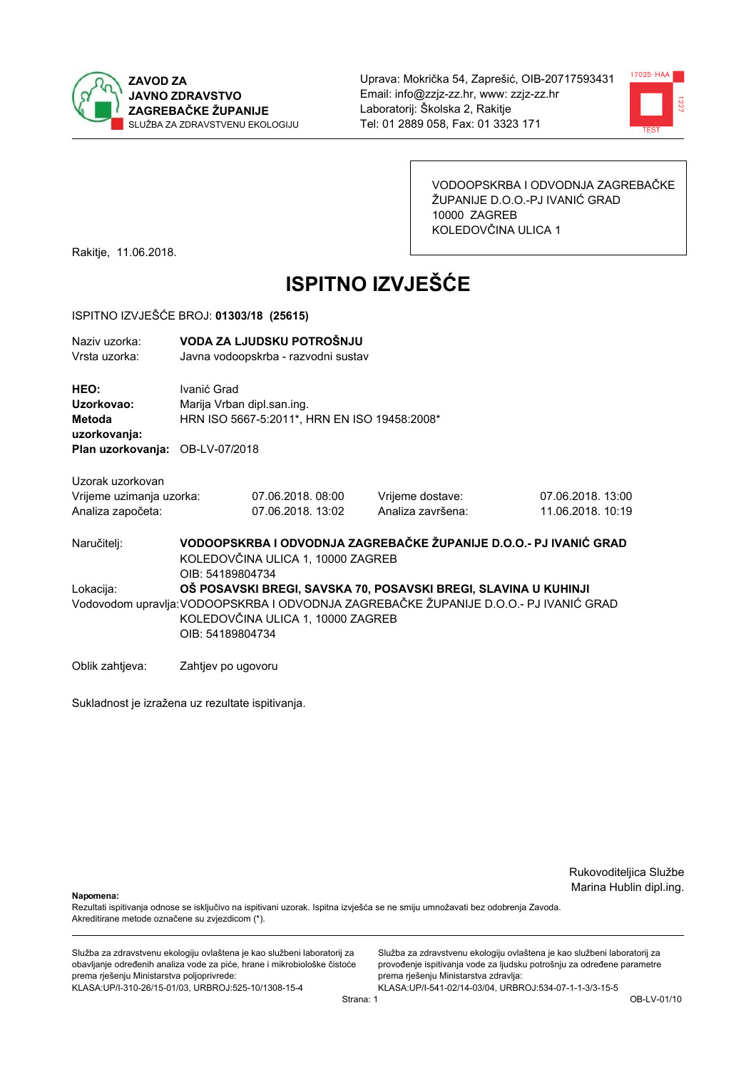**ZAVOD ZA JAVNO ZDRAVSTVO ZAGREBAČKE ŽUPANIJE**
SLUŽBA ZA ZDRAVSTVENU EKOLOGIJU

Uprava: Mokrička 54, Zaprešić, OIB-20717593431
Email: info@zzjz-zz.hr, www: zzjz-zz.hr
Laboratorij: Školska 2, Rakitje
Tel: 01 2889 058, Fax: 01 3323 171

VODOOPSKRBA I ODVODNJA ZAGREBAČKE ŽUPANIJE D.O.O.-PJ IVANIĆ GRAD
10000 ZAGREB
KOLEDOVČINA ULICA 1

Rakitje, 11.06.2018.

# ISPITNO IZVJEŠĆE

ISPITNO IZVJEŠĆE BROJ: **01303/18 (25615)**

Naziv uzorka: **VODA ZA LJUDSKU POTROŠNJU**
Vrsta uzorka: Javna vodoopskrba - razvodni sustav

**HEO:** Ivanić Grad
**Uzorkovao:** Marija Vrban dipl.san.ing.
**Metoda uzorkovanja:** HRN ISO 5667-5:2011*, HRN EN ISO 19458:2008*
**Plan uzorkovanja:** OB-LV-07/2018

Uzorak uzorkovan

| | | | |
|---|---|---|---|
| Vrijeme uzimanja uzorka: | 07.06.2018. 08:00 | Vrijeme dostave: | 07.06.2018. 13:00 |
| Analiza započeta: | 07.06.2018. 13:02 | Analiza završena: | 11.06.2018. 10:19 |

Naručitelj: **VODOOPSKRBA I ODVODNJA ZAGREBAČKE ŽUPANIJE D.O.O.- PJ IVANIĆ GRAD**
KOLEDOVČINA ULICA 1, 10000 ZAGREB
OIB: 54189804734

Lokacija: **OŠ POSAVSKI BREGI, SAVSKA 70, POSAVSKI BREGI, SLAVINA U KUHINJI**

Vodovodom upravlja: VODOOPSKRBA I ODVODNJA ZAGREBAČKE ŽUPANIJE D.O.O.- PJ IVANIĆ GRAD
KOLEDOVČINA ULICA 1, 10000 ZAGREB
OIB: 54189804734

Oblik zahtjeva: Zahtjev po ugovoru

Sukladnost je izražena uz rezultate ispitivanja.

Rukovoditeljica Službe
Marina Hublin dipl.ing.

**Napomena:**
Rezultati ispitivanja odnose se isključivo na ispitivani uzorak. Ispitna izvješća se ne smiju umnožavati bez odobrenja Zavoda.
Akreditirane metode označene su zvjezdicom (*).

Služba za zdravstvenu ekologiju ovlaštena je kao službeni laboratorij za obavljanje određenih analiza vode za piće, hrane i mikrobiološke čistoće prema rješenju Ministarstva poljoprivrede:
KLASA:UP/I-310-26/15-01/03, URBROJ:525-10/1308-15-4

Služba za zdravstvenu ekologiju ovlaštena je kao službeni laboratorij za provođenje ispitivanja vode za ljudsku potrošnju za određene parametre prema rješenju Ministarstva zdravlja:
KLASA:UP/I-541-02/14-03/04, URBROJ:534-07-1-1-3/3-15-5

OB-LV-01/10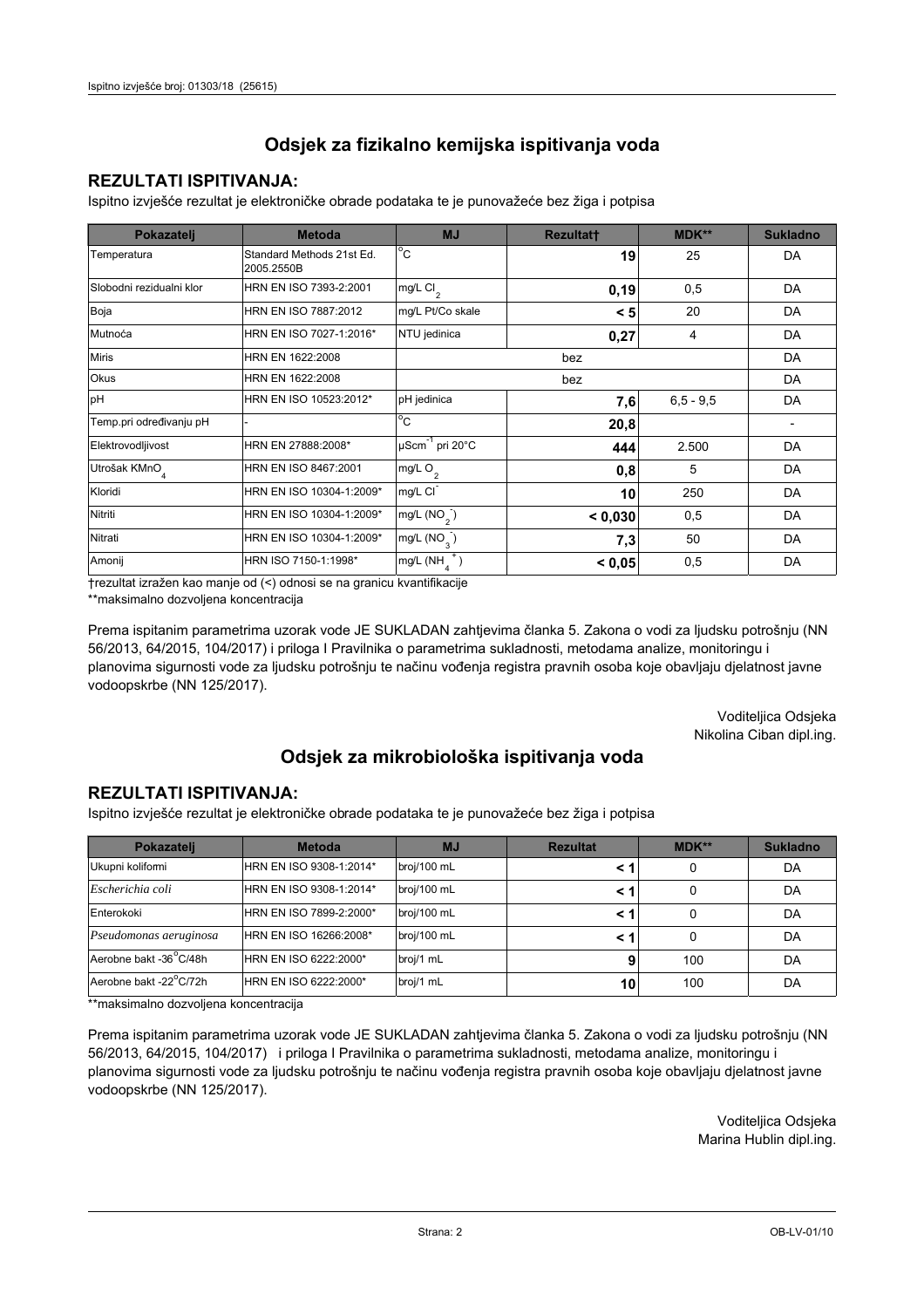## Odsjek za fizikalno kemijska ispitivanja voda

### REZULTATI ISPITIVANJA:

Ispitno izvješće rezultat je elektroničke obrade podataka te je punovažeće bez žiga i potpisa

| Pokazatelj | Metoda | MJ | Rezultat† | MDK** | Sukladno |
|---|---|---|---|---|---|
| Temperatura | Standard Methods 21st Ed. 2005.2550B | °C | 19 | 25 | DA |
| Slobodni rezidualni klor | HRN EN ISO 7393-2:2001 | mg/L $Cl_2$ | 0,19 | 0,5 | DA |
| Boja | HRN EN ISO 7887:2012 | mg/L Pt/Co skale | < 5 | 20 | DA |
| Mutnoća | HRN EN ISO 7027-1:2016* | NTU jedinica | 0,27 | 4 | DA |
| Miris | HRN EN 1622:2008 | bez | | | DA |
| Okus | HRN EN 1622:2008 | bez | | | DA |
| pH | HRN EN ISO 10523:2012* | pH jedinica | 7,6 | 6,5 - 9,5 | DA |
| Temp.pri određivanju pH | - | °C | 20,8 | | - |
| Elektrovodljivost | HRN EN 27888:2008* | $\mu Scm^{-1}$ pri 20°C | 444 | 2.500 | DA |
| Utrošak $KMnO_4$ | HRN EN ISO 8467:2001 | mg/L $O_2$ | 0,8 | 5 | DA |
| Kloridi | HRN EN ISO 10304-1:2009* | mg/L $Cl^-$ | 10 | 250 | DA |
| Nitriti | HRN EN ISO 10304-1:2009* | mg/L ($NO_2^-$) | < 0,030 | 0,5 | DA |
| Nitrati | HRN EN ISO 10304-1:2009* | mg/L ($NO_3^-$) | 7,3 | 50 | DA |
| Amonij | HRN ISO 7150-1:1998* | mg/L ($NH_4^+$) | < 0,05 | 0,5 | DA |

†rezultat izražen kao manje od (<) odnosi se na granicu kvantifikacije

**maksimalno dozvoljena koncentracija

Prema ispitanim parametrima uzorak vode JE SUKLADAN zahtjevima članka 5. Zakona o vodi za ljudsku potrošnju (NN 56/2013, 64/2015, 104/2017) i priloga I Pravilnika o parametrima sukladnosti, metodama analize, monitoringu i planovima sigurnosti vode za ljudsku potrošnju te načinu vođenja registra pravnih osoba koje obavljaju djelatnost javne vodoopskrbe (NN 125/2017).

Voditeljica Odsjeka
Nikolina Ciban dipl.ing.

## Odsjek za mikrobiološka ispitivanja voda

### REZULTATI ISPITIVANJA:

Ispitno izvješće rezultat je elektroničke obrade podataka te je punovažeće bez žiga i potpisa

| Pokazatelj | Metoda | MJ | Rezultat | MDK** | Sukladno |
|---|---|---|---|---|---|
| Ukupni koliformi | HRN EN ISO 9308-1:2014* | broj/100 mL | < 1 | 0 | DA |
| *Escherichia coli* | HRN EN ISO 9308-1:2014* | broj/100 mL | < 1 | 0 | DA |
| Enterokoki | HRN EN ISO 7899-2:2000* | broj/100 mL | < 1 | 0 | DA |
| *Pseudomonas aeruginosa* | HRN EN ISO 16266:2008* | broj/100 mL | < 1 | 0 | DA |
| Aerobne bakt -36°C/48h | HRN EN ISO 6222:2000* | broj/1 mL | 9 | 100 | DA |
| Aerobne bakt -22°C/72h | HRN EN ISO 6222:2000* | broj/1 mL | 10 | 100 | DA |

**maksimalno dozvoljena koncentracija

Prema ispitanim parametrima uzorak vode JE SUKLADAN zahtjevima članka 5. Zakona o vodi za ljudsku potrošnju (NN 56/2013, 64/2015, 104/2017) i priloga I Pravilnika o parametrima sukladnosti, metodama analize, monitoringu i planovima sigurnosti vode za ljudsku potrošnju te načinu vođenja registra pravnih osoba koje obavljaju djelatnost javne vodoopskrbe (NN 125/2017).

Voditeljica Odsjeka
Marina Hublin dipl.ing.